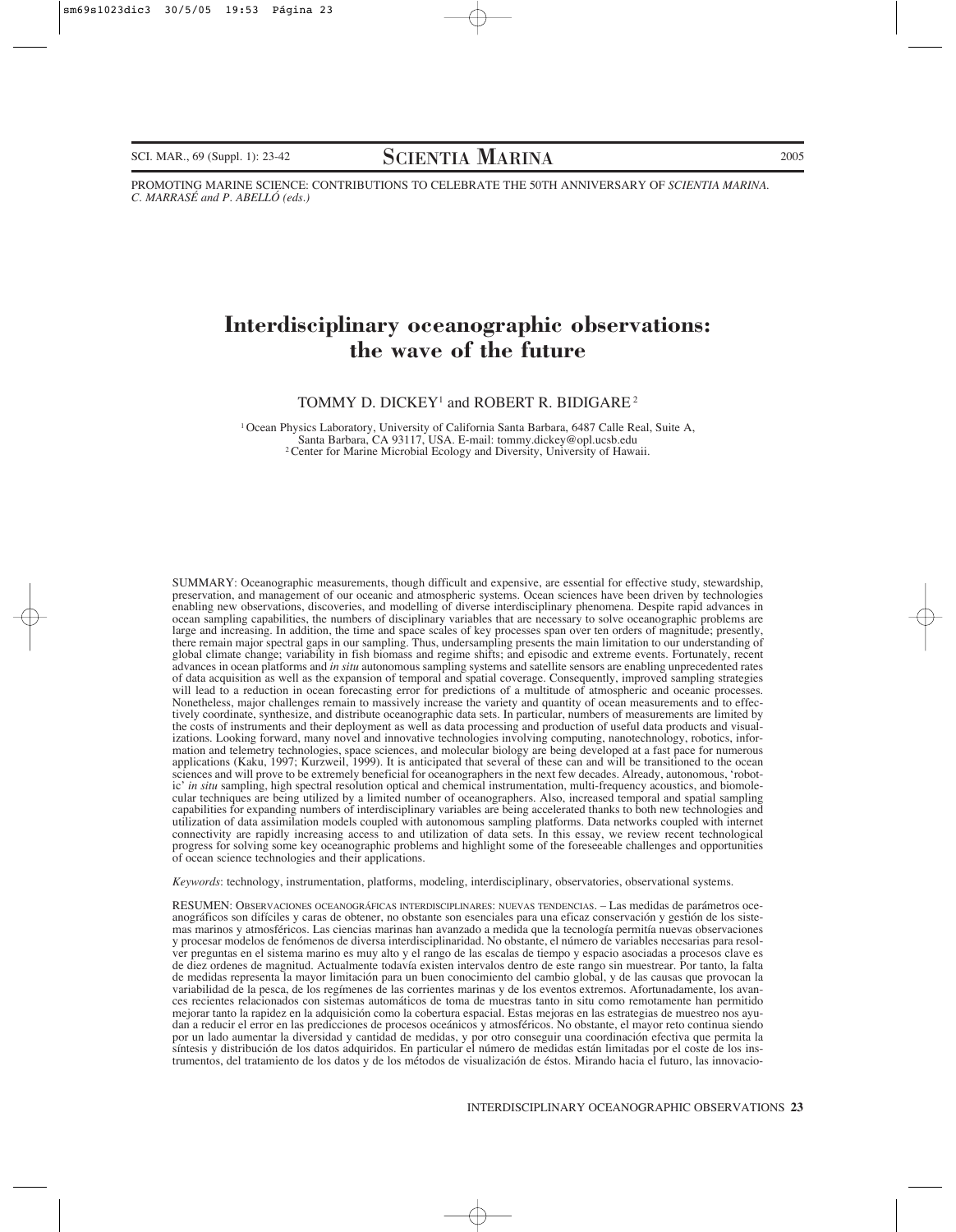PROMOTING MARINE SCIENCE: CONTRIBUTIONS TO CELEBRATE THE 50TH ANNIVERSARY OF *SCIENTIA MARINA*.
*C. MARRASÉ and P. ABELLÓ (eds.)*

# Interdisciplinary oceanographic observations: the wave of the future

TOMMY D. DICKEY[1] and ROBERT R. BIDIGARE[2]

[1] Ocean Physics Laboratory, University of California Santa Barbara, 6487 Calle Real, Suite A, Santa Barbara, CA 93117, USA. E-mail: tommy.dickey@opl.ucsb.edu
[2] Center for Marine Microbial Ecology and Diversity, University of Hawaii.

SUMMARY: Oceanographic measurements, though difficult and expensive, are essential for effective study, stewardship, preservation, and management of our oceanic and atmospheric systems. Ocean sciences have been driven by technologies enabling new observations, discoveries, and modelling of diverse interdisciplinary phenomena. Despite rapid advances in ocean sampling capabilities, the numbers of disciplinary variables that are necessary to solve oceanographic problems are large and increasing. In addition, the time and space scales of key processes span over ten orders of magnitude; presently, there remain major spectral gaps in our sampling. Thus, undersampling presents the main limitation to our understanding of global climate change; variability in fish biomass and regime shifts; and episodic and extreme events. Fortunately, recent advances in ocean platforms and *in situ* autonomous sampling systems and satellite sensors are enabling unprecedented rates of data acquisition as well as the expansion of temporal and spatial coverage. Consequently, improved sampling strategies will lead to a reduction in ocean forecasting error for predictions of a multitude of atmospheric and oceanic processes. Nonetheless, major challenges remain to massively increase the variety and quantity of ocean measurements and to effectively coordinate, synthesize, and distribute oceanographic data sets. In particular, numbers of measurements are limited by the costs of instruments and their deployment as well as data processing and production of useful data products and visualizations. Looking forward, many novel and innovative technologies involving computing, nanotechnology, robotics, information and telemetry technologies, space sciences, and molecular biology are being developed at a fast pace for numerous applications (Kaku, 1997; Kurzweil, 1999). It is anticipated that several of these can and will be transitioned to the ocean sciences and will prove to be extremely beneficial for oceanographers in the next few decades. Already, autonomous, 'robotic' *in situ* sampling, high spectral resolution optical and chemical instrumentation, multi-frequency acoustics, and biomolecular techniques are being utilized by a limited number of oceanographers. Also, increased temporal and spatial sampling capabilities for expanding numbers of interdisciplinary variables are being accelerated thanks to both new technologies and utilization of data assimilation models coupled with autonomous sampling platforms. Data networks coupled with internet connectivity are rapidly increasing access to and utilization of data sets. In this essay, we review recent technological progress for solving some key oceanographic problems and highlight some of the foreseeable challenges and opportunities of ocean science technologies and their applications.

*Keywords*: technology, instrumentation, platforms, modeling, interdisciplinary, observatories, observational systems.

RESUMEN: OBSERVACIONES OCEANOGRÁFICAS INTERDISCIPLINARES: NUEVAS TENDENCIAS. – Las medidas de parámetros oceanográficos son difíciles y caras de obtener, no obstante son esenciales para una eficaz conservación y gestión de los sistemas marinos y atmosféricos. Las ciencias marinas han avanzado a medida que la tecnología permitía nuevas observaciones y procesar modelos de fenómenos de diversa interdisciplinaridad. No obstante, el número de variables necesarias para resolver preguntas en el sistema marino es muy alto y el rango de las escalas de tiempo y espacio asociadas a procesos clave es de diez ordenes de magnitud. Actualmente todavía existen intervalos dentro de este rango sin muestrear. Por tanto, la falta de medidas representa la mayor limitación para un buen conocimiento del cambio global, y de las causas que provocan la variabilidad de la pesca, de los regímenes de las corrientes marinas y de los eventos extremos. Afortunadamente, los avances recientes relacionados con sistemas automáticos de toma de muestras tanto in situ como remotamente han permitido mejorar tanto la rapidez en la adquisición como la cobertura espacial. Estas mejoras en las estrategias de muestreo nos ayudan a reducir el error en las predicciones de procesos oceánicos y atmosféricos. No obstante, el mayor reto continua siendo por un lado aumentar la diversidad y cantidad de medidas, y por otro conseguir una coordinación efectiva que permita la síntesis y distribución de los datos adquiridos. En particular el número de medidas están limitadas por el coste de los instrumentos, del tratamiento de los datos y de los métodos de visualización de éstos. Mirando hacia el futuro, las innovacio-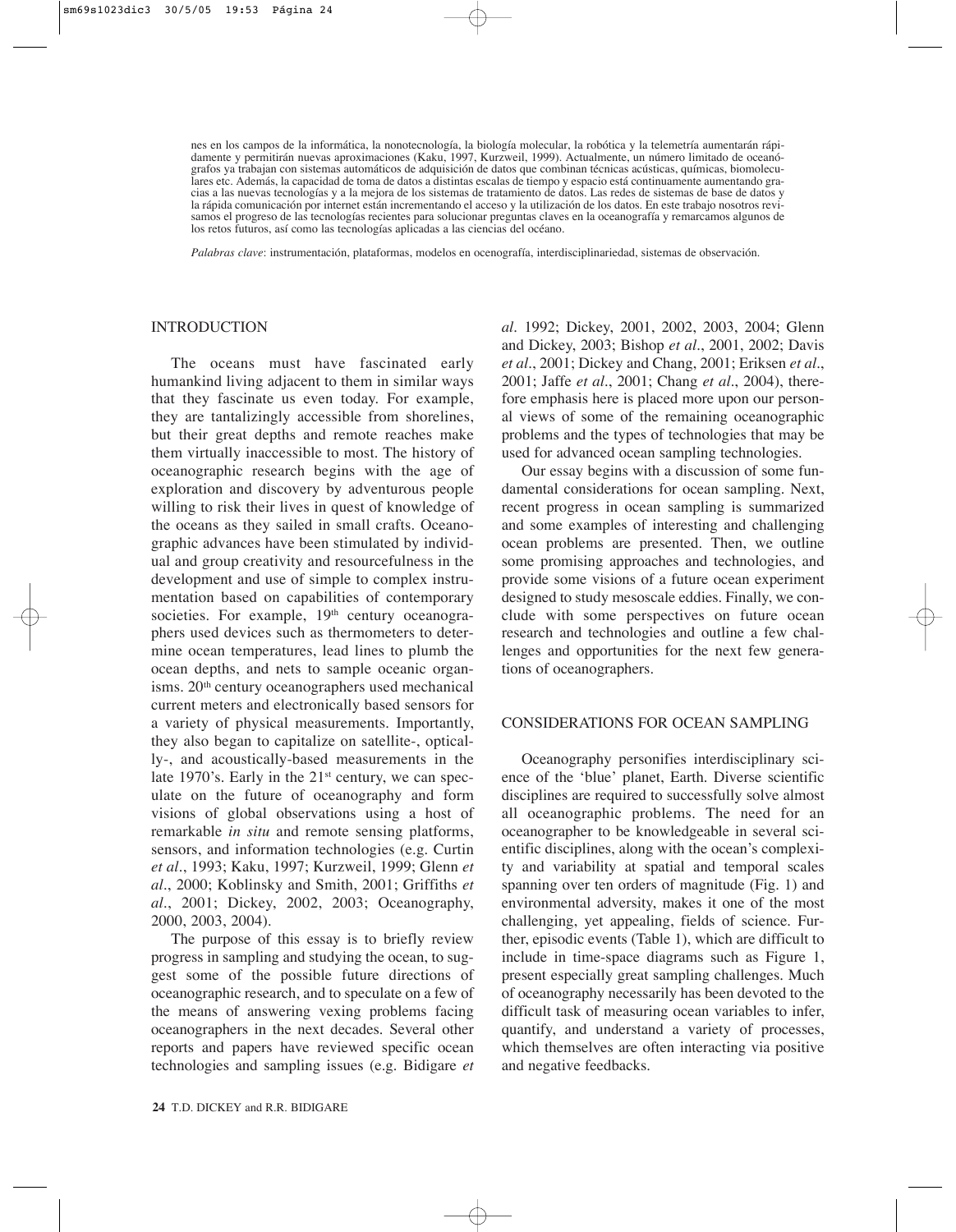nes en los campos de la informática, la nonotecnología, la biología molecular, la robótica y la telemetría aumentarán rápidamente y permitirán nuevas aproximaciones (Kaku, 1997, Kurzweil, 1999). Actualmente, un número limitado de oceanógrafos ya trabajan con sistemas automáticos de adquisición de datos que combinan técnicas acústicas, químicas, biomoleculares etc. Además, la capacidad de toma de datos a distintas escalas de tiempo y espacio está continuamente aumentando gracias a las nuevas tecnologías y a la mejora de los sistemas de tratamiento de datos. Las redes de sistemas de base de datos y la rápida comunicación por internet están incrementando el acceso y la utilización de los datos. En este trabajo nosotros revisamos el progreso de las tecnologías recientes para solucionar preguntas claves en la oceanografía y remarcamos algunos de los retos futuros, así como las tecnologías aplicadas a las ciencias del océano.

*Palabras clave*: instrumentación, plataformas, modelos en ocenografía, interdisciplinariedad, sistemas de observación.

## INTRODUCTION

The oceans must have fascinated early humankind living adjacent to them in similar ways that they fascinate us even today. For example, they are tantalizingly accessible from shorelines, but their great depths and remote reaches make them virtually inaccessible to most. The history of oceanographic research begins with the age of exploration and discovery by adventurous people willing to risk their lives in quest of knowledge of the oceans as they sailed in small crafts. Oceanographic advances have been stimulated by individual and group creativity and resourcefulness in the development and use of simple to complex instrumentation based on capabilities of contemporary societies. For example, 19th century oceanographers used devices such as thermometers to determine ocean temperatures, lead lines to plumb the ocean depths, and nets to sample oceanic organisms. 20th century oceanographers used mechanical current meters and electronically based sensors for a variety of physical measurements. Importantly, they also began to capitalize on satellite-, optically-, and acoustically-based measurements in the late 1970's. Early in the 21st century, we can speculate on the future of oceanography and form visions of global observations using a host of remarkable *in situ* and remote sensing platforms, sensors, and information technologies (e.g. Curtin *et al*., 1993; Kaku, 1997; Kurzweil, 1999; Glenn *et al*., 2000; Koblinsky and Smith, 2001; Griffiths *et al*., 2001; Dickey, 2002, 2003; Oceanography, 2000, 2003, 2004).

The purpose of this essay is to briefly review progress in sampling and studying the ocean, to suggest some of the possible future directions of oceanographic research, and to speculate on a few of the means of answering vexing problems facing oceanographers in the next decades. Several other reports and papers have reviewed specific ocean technologies and sampling issues (e.g. Bidigare *et al*. 1992; Dickey, 2001, 2002, 2003, 2004; Glenn and Dickey, 2003; Bishop *et al*., 2001, 2002; Davis *et al*., 2001; Dickey and Chang, 2001; Eriksen *et al*., 2001; Jaffe *et al*., 2001; Chang *et al*., 2004), therefore emphasis here is placed more upon our personal views of some of the remaining oceanographic problems and the types of technologies that may be used for advanced ocean sampling technologies.

Our essay begins with a discussion of some fundamental considerations for ocean sampling. Next, recent progress in ocean sampling is summarized and some examples of interesting and challenging ocean problems are presented. Then, we outline some promising approaches and technologies, and provide some visions of a future ocean experiment designed to study mesoscale eddies. Finally, we conclude with some perspectives on future ocean research and technologies and outline a few challenges and opportunities for the next few generations of oceanographers.

## CONSIDERATIONS FOR OCEAN SAMPLING

Oceanography personifies interdisciplinary science of the 'blue' planet, Earth. Diverse scientific disciplines are required to successfully solve almost all oceanographic problems. The need for an oceanographer to be knowledgeable in several scientific disciplines, along with the ocean's complexity and variability at spatial and temporal scales spanning over ten orders of magnitude (Fig. 1) and environmental adversity, makes it one of the most challenging, yet appealing, fields of science. Further, episodic events (Table 1), which are difficult to include in time-space diagrams such as Figure 1, present especially great sampling challenges. Much of oceanography necessarily has been devoted to the difficult task of measuring ocean variables to infer, quantify, and understand a variety of processes, which themselves are often interacting via positive and negative feedbacks.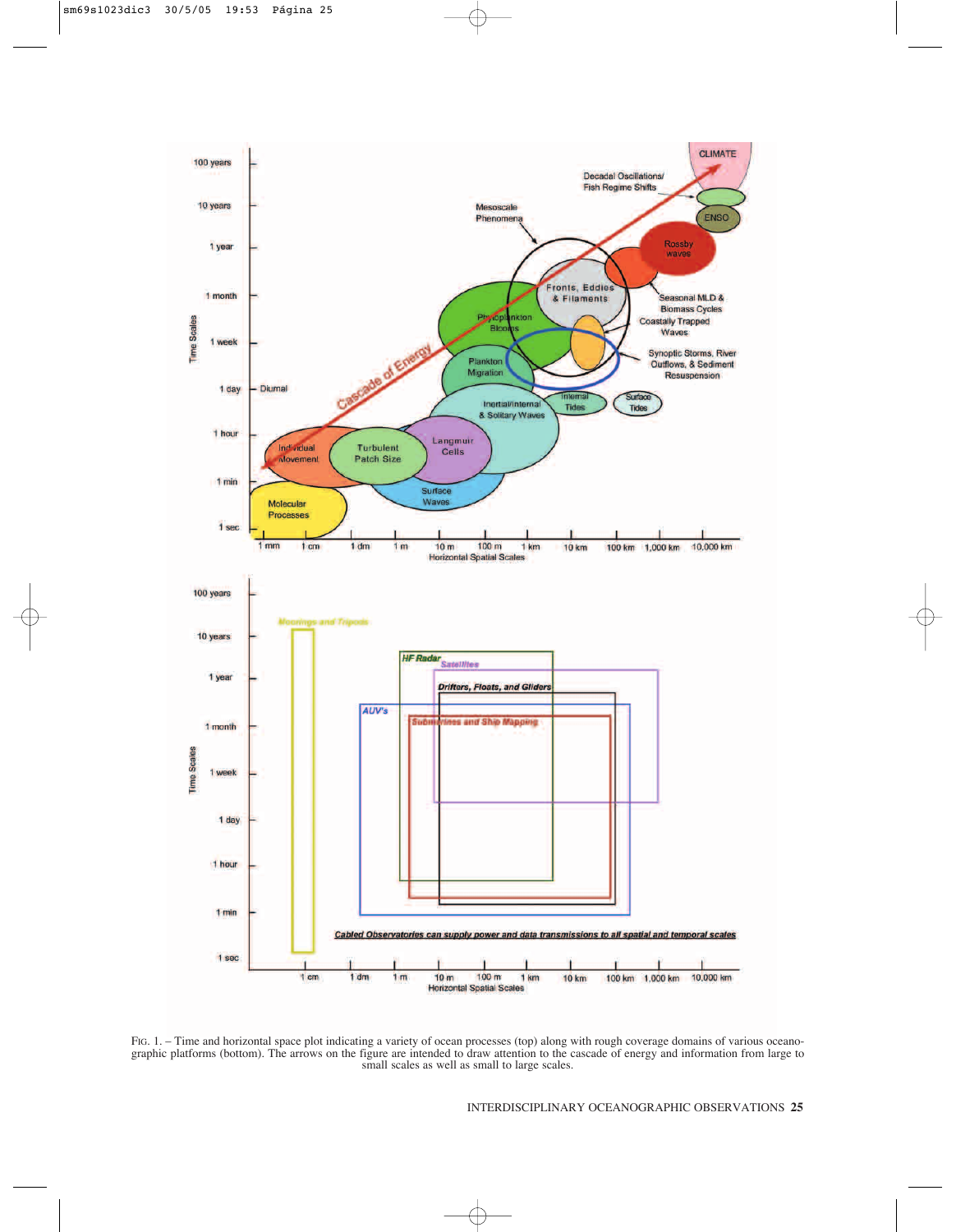FIG. 1. – Time and horizontal space plot indicating a variety of ocean processes (top) along with rough coverage domains of various oceanographic platforms (bottom). The arrows on the figure are intended to draw attention to the cascade of energy and information from large to small scales as well as small to large scales.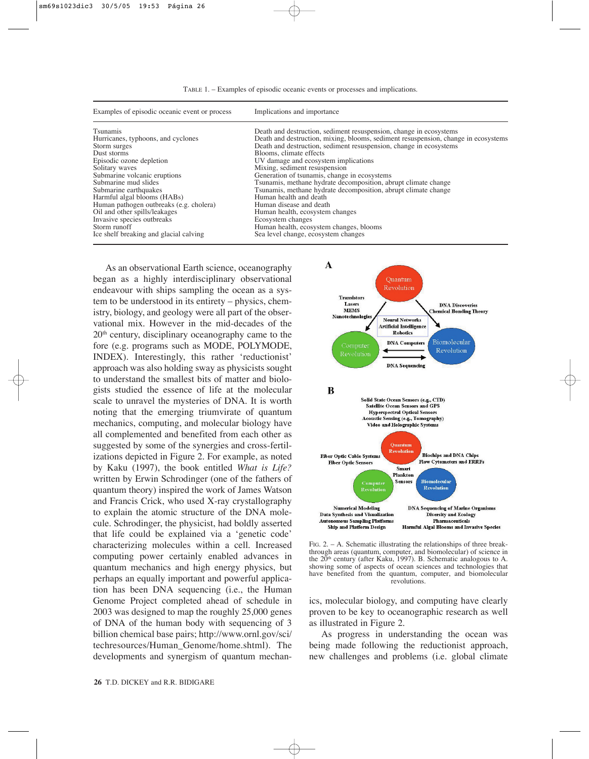TABLE 1. – Examples of episodic oceanic events or processes and implications.

| Examples of episodic oceanic event or process | Implications and importance |
|---|---|
| Tsunamis | Death and destruction, sediment resuspension, change in ecosystems |
| Hurricanes, typhoons, and cyclones | Death and destruction, mixing, blooms, sediment resuspension, change in ecosystems |
| Storm surges | Death and destruction, sediment resuspension, change in ecosystems |
| Dust storms | Blooms, climate effects |
| Episodic ozone depletion | UV damage and ecosystem implications |
| Solitary waves | Mixing, sediment resuspension |
| Submarine volcanic eruptions | Generation of tsunamis, change in ecosystems |
| Submarine mud slides | Tsunamis, methane hydrate decomposition, abrupt climate change |
| Submarine earthquakes | Tsunamis, methane hydrate decomposition, abrupt climate change |
| Harmful algal blooms (HABs) | Human health and death |
| Human pathogen outbreaks (e.g. cholera) | Human disease and death |
| Oil and other spills/leakages | Human health, ecosystem changes |
| Invasive species outbreaks | Ecosystem changes |
| Storm runoff | Human health, ecosystem changes, blooms |
| Ice shelf breaking and glacial calving | Sea level change, ecosystem changes |

As an observational Earth science, oceanography began as a highly interdisciplinary observational endeavour with ships sampling the ocean as a system to be understood in its entirety – physics, chemistry, biology, and geology were all part of the observational mix. However in the mid-decades of the 20th century, disciplinary oceanography came to the fore (e.g. programs such as MODE, POLYMODE, INDEX). Interestingly, this rather 'reductionist' approach was also holding sway as physicists sought to understand the smallest bits of matter and biologists studied the essence of life at the molecular scale to unravel the mysteries of DNA. It is worth noting that the emerging triumvirate of quantum mechanics, computing, and molecular biology have all complemented and benefited from each other as suggested by some of the synergies and cross-fertilizations depicted in Figure 2. For example, as noted by Kaku (1997), the book entitled *What is Life?* written by Erwin Schrodinger (one of the fathers of quantum theory) inspired the work of James Watson and Francis Crick, who used X-ray crystallography to explain the atomic structure of the DNA molecule. Schrodinger, the physicist, had boldly asserted that life could be explained via a 'genetic code' characterizing molecules within a cell. Increased computing power certainly enabled advances in quantum mechanics and high energy physics, but perhaps an equally important and powerful application has been DNA sequencing (i.e., the Human Genome Project completed ahead of schedule in 2003 was designed to map the roughly 25,000 genes of DNA of the human body with sequencing of 3 billion chemical base pairs; http://www.ornl.gov/sci/techresources/Human_Genome/home.shtml). The developments and synergism of quantum mechanics, molecular biology, and computing have clearly proven to be key to oceanographic research as well as illustrated in Figure 2.

FIG. 2. – A. Schematic illustrating the relationships of three breakthrough areas (quantum, computer, and biomolecular) of science in the 20th century (after Kaku, 1997). B. Schematic analogous to A. showing some of aspects of ocean sciences and technologies that have benefited from the quantum, computer, and biomolecular revolutions.

As progress in understanding the ocean was being made following the reductionist approach, new challenges and problems (i.e. global climate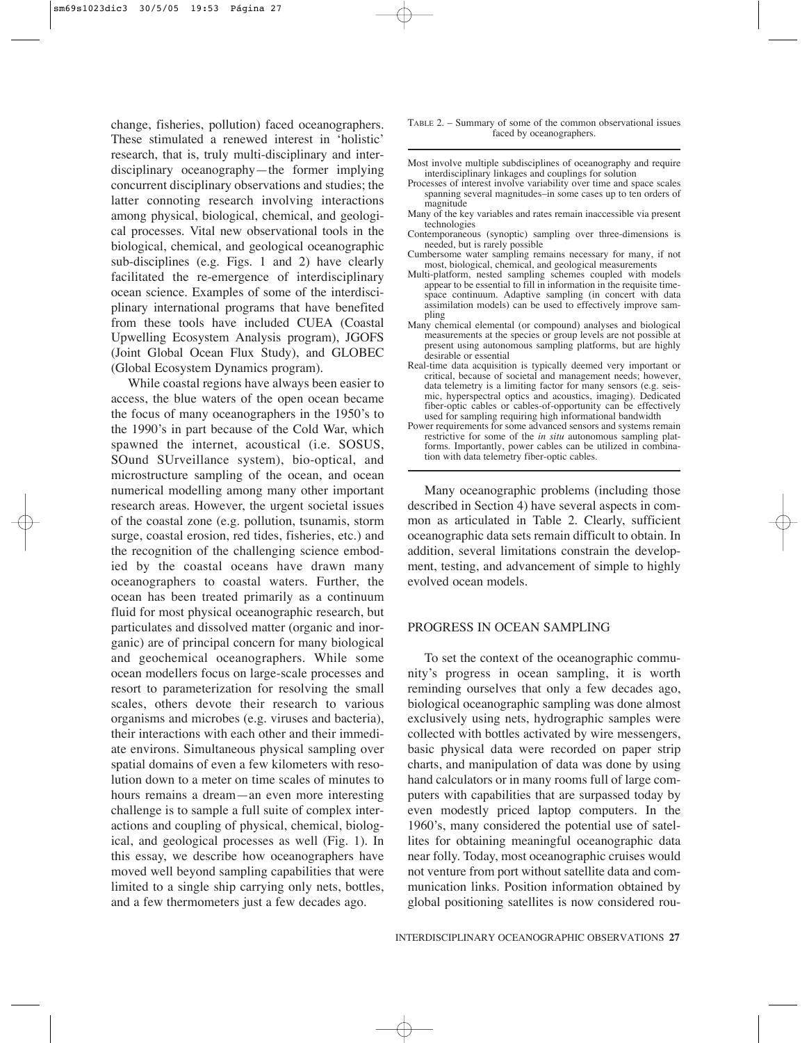change, fisheries, pollution) faced oceanographers. These stimulated a renewed interest in 'holistic' research, that is, truly multi-disciplinary and interdisciplinary oceanography—the former implying concurrent disciplinary observations and studies; the latter connoting research involving interactions among physical, biological, chemical, and geological processes. Vital new observational tools in the biological, chemical, and geological oceanographic sub-disciplines (e.g. Figs. 1 and 2) have clearly facilitated the re-emergence of interdisciplinary ocean science. Examples of some of the interdisciplinary international programs that have benefited from these tools have included CUEA (Coastal Upwelling Ecosystem Analysis program), JGOFS (Joint Global Ocean Flux Study), and GLOBEC (Global Ecosystem Dynamics program).

While coastal regions have always been easier to access, the blue waters of the open ocean became the focus of many oceanographers in the 1950's to the 1990's in part because of the Cold War, which spawned the internet, acoustical (i.e. SOSUS, SOund SUrveillance system), bio-optical, and microstructure sampling of the ocean, and ocean numerical modelling among many other important research areas. However, the urgent societal issues of the coastal zone (e.g. pollution, tsunamis, storm surge, coastal erosion, red tides, fisheries, etc.) and the recognition of the challenging science embodied by the coastal oceans have drawn many oceanographers to coastal waters. Further, the ocean has been treated primarily as a continuum fluid for most physical oceanographic research, but particulates and dissolved matter (organic and inorganic) are of principal concern for many biological and geochemical oceanographers. While some ocean modellers focus on large-scale processes and resort to parameterization for resolving the small scales, others devote their research to various organisms and microbes (e.g. viruses and bacteria), their interactions with each other and their immediate environs. Simultaneous physical sampling over spatial domains of even a few kilometers with resolution down to a meter on time scales of minutes to hours remains a dream—an even more interesting challenge is to sample a full suite of complex interactions and coupling of physical, chemical, biological, and geological processes as well (Fig. 1). In this essay, we describe how oceanographers have moved well beyond sampling capabilities that were limited to a single ship carrying only nets, bottles, and a few thermometers just a few decades ago.

TABLE 2. – Summary of some of the common observational issues faced by oceanographers.

- Most involve multiple subdisciplines of oceanography and require interdisciplinary linkages and couplings for solution
- Processes of interest involve variability over time and space scales spanning several magnitudes–in some cases up to ten orders of magnitude
- Many of the key variables and rates remain inaccessible via present technologies
- Contemporaneous (synoptic) sampling over three-dimensions is needed, but is rarely possible
- Cumbersome water sampling remains necessary for many, if not most, biological, chemical, and geological measurements
- Multi-platform, nested sampling schemes coupled with models appear to be essential to fill in information in the requisite time-space continuum. Adaptive sampling (in concert with data assimilation models) can be used to effectively improve sampling
- Many chemical elemental (or compound) analyses and biological measurements at the species or group levels are not possible at present using autonomous sampling platforms, but are highly desirable or essential
- Real-time data acquisition is typically deemed very important or critical, because of societal and management needs; however, data telemetry is a limiting factor for many sensors (e.g. seismic, hyperspectral optics and acoustics, imaging). Dedicated fiber-optic cables or cables-of-opportunity can be effectively used for sampling requiring high informational bandwidth
- Power requirements for some advanced sensors and systems remain restrictive for some of the *in situ* autonomous sampling platforms. Importantly, power cables can be utilized in combination with data telemetry fiber-optic cables.

Many oceanographic problems (including those described in Section 4) have several aspects in common as articulated in Table 2. Clearly, sufficient oceanographic data sets remain difficult to obtain. In addition, several limitations constrain the development, testing, and advancement of simple to highly evolved ocean models.

## PROGRESS IN OCEAN SAMPLING

To set the context of the oceanographic community's progress in ocean sampling, it is worth reminding ourselves that only a few decades ago, biological oceanographic sampling was done almost exclusively using nets, hydrographic samples were collected with bottles activated by wire messengers, basic physical data were recorded on paper strip charts, and manipulation of data was done by using hand calculators or in many rooms full of large computers with capabilities that are surpassed today by even modestly priced laptop computers. In the 1960's, many considered the potential use of satellites for obtaining meaningful oceanographic data near folly. Today, most oceanographic cruises would not venture from port without satellite data and communication links. Position information obtained by global positioning satellites is now considered rou-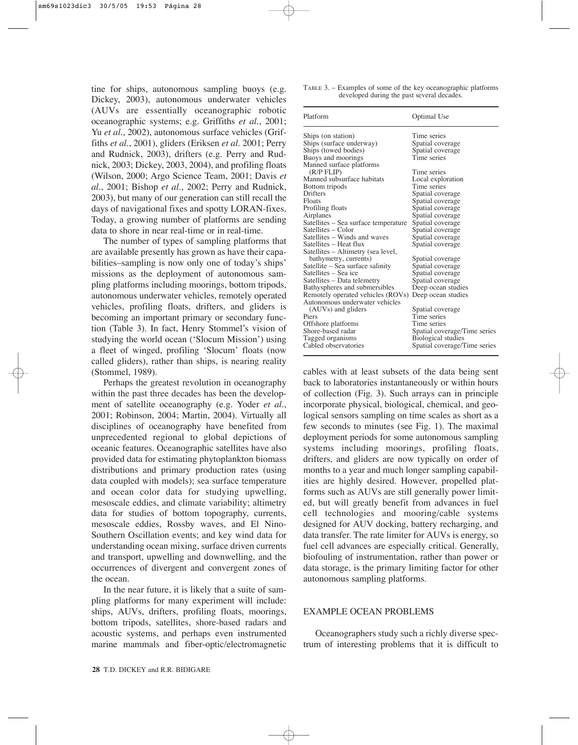tine for ships, autonomous sampling buoys (e.g. Dickey, 2003), autonomous underwater vehicles (AUVs are essentially oceanographic robotic oceanographic systems; e.g. Griffiths *et al*., 2001; Yu *et al*., 2002), autonomous surface vehicles (Griffiths *et al*., 2001), gliders (Eriksen *et al*. 2001; Perry and Rudnick, 2003), drifters (e.g. Perry and Rudnick, 2003; Dickey, 2003, 2004), and profiling floats (Wilson, 2000; Argo Science Team, 2001; Davis *et al*., 2001; Bishop *et al*., 2002; Perry and Rudnick, 2003), but many of our generation can still recall the days of navigational fixes and spotty LORAN-fixes. Today, a growing number of platforms are sending data to shore in near real-time or in real-time.

The number of types of sampling platforms that are available presently has grown as have their capabilities–sampling is now only one of today's ships' missions as the deployment of autonomous sampling platforms including moorings, bottom tripods, autonomous underwater vehicles, remotely operated vehicles, profiling floats, drifters, and gliders is becoming an important primary or secondary function (Table 3). In fact, Henry Stommel's vision of studying the world ocean ('Slocum Mission') using a fleet of winged, profiling 'Slocum' floats (now called gliders), rather than ships, is nearing reality (Stommel, 1989).

Perhaps the greatest revolution in oceanography within the past three decades has been the development of satellite oceanography (e.g. Yoder *et al*., 2001; Robinson, 2004; Martin, 2004). Virtually all disciplines of oceanography have benefited from unprecedented regional to global depictions of oceanic features. Oceanographic satellites have also provided data for estimating phytoplankton biomass distributions and primary production rates (using data coupled with models); sea surface temperature and ocean color data for studying upwelling, mesoscale eddies, and climate variability; altimetry data for studies of bottom topography, currents, mesoscale eddies, Rossby waves, and El Nino-Southern Oscillation events; and key wind data for understanding ocean mixing, surface driven currents and transport, upwelling and downwelling, and the occurrences of divergent and convergent zones of the ocean.

In the near future, it is likely that a suite of sampling platforms for many experiment will include: ships, AUVs, drifters, profiling floats, moorings, bottom tripods, satellites, shore-based radars and acoustic systems, and perhaps even instrumented marine mammals and fiber-optic/electromagnetic cables with at least subsets of the data being sent back to laboratories instantaneously or within hours of collection (Fig. 3). Such arrays can in principle incorporate physical, biological, chemical, and geological sensors sampling on time scales as short as a few seconds to minutes (see Fig. 1). The maximal deployment periods for some autonomous sampling systems including moorings, profiling floats, drifters, and gliders are now typically on order of months to a year and much longer sampling capabilities are highly desired. However, propelled platforms such as AUVs are still generally power limited, but will greatly benefit from advances in fuel cell technologies and mooring/cable systems designed for AUV docking, battery recharging, and data transfer. The rate limiter for AUVs is energy, so fuel cell advances are especially critical. Generally, biofouling of instrumentation, rather than power or data storage, is the primary limiting factor for other autonomous sampling platforms.

TABLE 3. – Examples of some of the key oceanographic platforms developed during the past several decades.

| Platform | Optimal Use |
|---|---|
| Ships (on station) | Time series |
| Ships (surface underway) | Spatial coverage |
| Ships (towed bodies) | Spatial coverage |
| Buoys and moorings | Time series |
| Manned surface platforms (R/P FLIP) | Time series |
| Manned subsurface habitats | Local exploration |
| Bottom tripods | Time series |
| Drifters | Spatial coverage |
| Floats | Spatial coverage |
| Profiling floats | Spatial coverage |
| Airplanes | Spatial coverage |
| Satellites – Sea surface temperature | Spatial coverage |
| Satellites – Color | Spatial coverage |
| Satellites – Winds and waves | Spatial coverage |
| Satellites – Heat flux | Spatial coverage |
| Satellites – Altimetry (sea level, bathymetry, currents) | Spatial coverage |
| Satellite – Sea surface salinity | Spatial coverage |
| Satellites – Sea ice | Spatial coverage |
| Satellites – Data telemetry | Spatial coverage |
| Bathyspheres and submersibles | Deep ocean studies |
| Remotely operated vehicles (ROVs) | Deep ocean studies |
| Autonomous underwater vehicles (AUVs) and gliders | Spatial coverage |
| Piers | Time series |
| Offshore platforms | Time series |
| Shore-based radar | Spatial coverage/Time series |
| Tagged organisms | Biological studies |
| Cabled observatories | Spatial coverage/Time series |

## EXAMPLE OCEAN PROBLEMS

Oceanographers study such a richly diverse spectrum of interesting problems that it is difficult to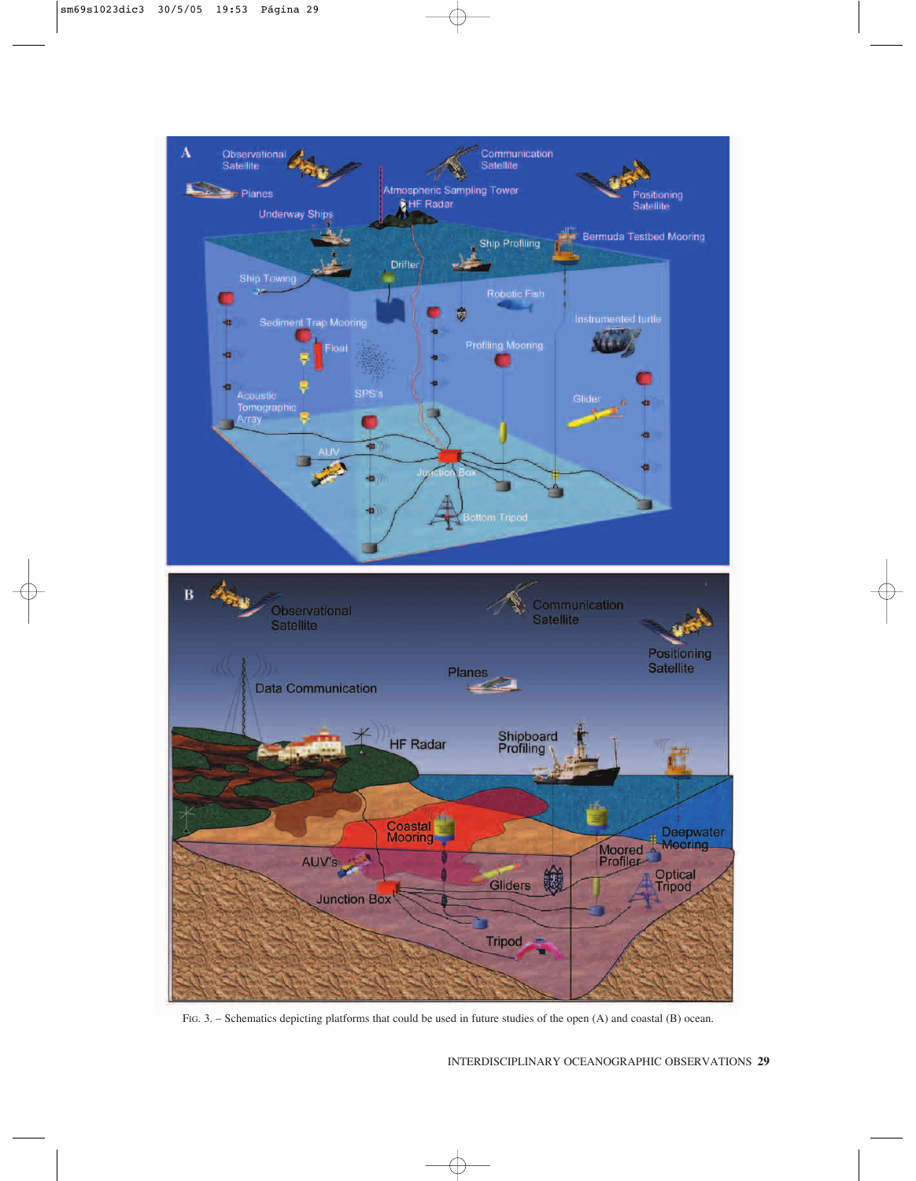FIG. 3. – Schematics depicting platforms that could be used in future studies of the open (A) and coastal (B) ocean.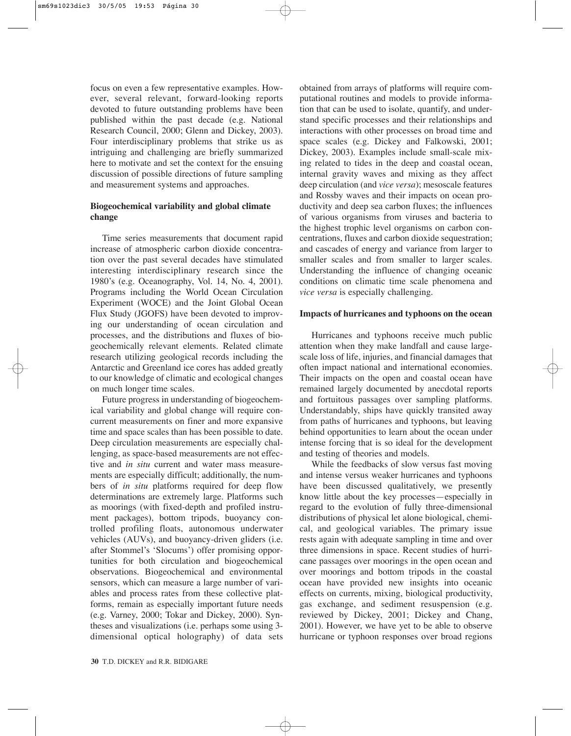focus on even a few representative examples. However, several relevant, forward-looking reports devoted to future outstanding problems have been published within the past decade (e.g. National Research Council, 2000; Glenn and Dickey, 2003). Four interdisciplinary problems that strike us as intriguing and challenging are briefly summarized here to motivate and set the context for the ensuing discussion of possible directions of future sampling and measurement systems and approaches.

### Biogeochemical variability and global climate change

Time series measurements that document rapid increase of atmospheric carbon dioxide concentration over the past several decades have stimulated interesting interdisciplinary research since the 1980's (e.g. Oceanography, Vol. 14, No. 4, 2001). Programs including the World Ocean Circulation Experiment (WOCE) and the Joint Global Ocean Flux Study (JGOFS) have been devoted to improving our understanding of ocean circulation and processes, and the distributions and fluxes of biogeochemically relevant elements. Related climate research utilizing geological records including the Antarctic and Greenland ice cores has added greatly to our knowledge of climatic and ecological changes on much longer time scales.

Future progress in understanding of biogeochemical variability and global change will require concurrent measurements on finer and more expansive time and space scales than has been possible to date. Deep circulation measurements are especially challenging, as space-based measurements are not effective and *in situ* current and water mass measurements are especially difficult; additionally, the numbers of *in situ* platforms required for deep flow determinations are extremely large. Platforms such as moorings (with fixed-depth and profiled instrument packages), bottom tripods, buoyancy controlled profiling floats, autonomous underwater vehicles (AUVs), and buoyancy-driven gliders (i.e. after Stommel's 'Slocums') offer promising opportunities for both circulation and biogeochemical observations. Biogeochemical and environmental sensors, which can measure a large number of variables and process rates from these collective platforms, remain as especially important future needs (e.g. Varney, 2000; Tokar and Dickey, 2000). Syntheses and visualizations (i.e. perhaps some using 3-dimensional optical holography) of data sets obtained from arrays of platforms will require computational routines and models to provide information that can be used to isolate, quantify, and understand specific processes and their relationships and interactions with other processes on broad time and space scales (e.g. Dickey and Falkowski, 2001; Dickey, 2003). Examples include small-scale mixing related to tides in the deep and coastal ocean, internal gravity waves and mixing as they affect deep circulation (and *vice versa*); mesoscale features and Rossby waves and their impacts on ocean productivity and deep sea carbon fluxes; the influences of various organisms from viruses and bacteria to the highest trophic level organisms on carbon concentrations, fluxes and carbon dioxide sequestration; and cascades of energy and variance from larger to smaller scales and from smaller to larger scales. Understanding the influence of changing oceanic conditions on climatic time scale phenomena and *vice versa* is especially challenging.

### Impacts of hurricanes and typhoons on the ocean

Hurricanes and typhoons receive much public attention when they make landfall and cause large-scale loss of life, injuries, and financial damages that often impact national and international economies. Their impacts on the open and coastal ocean have remained largely documented by anecdotal reports and fortuitous passages over sampling platforms. Understandably, ships have quickly transited away from paths of hurricanes and typhoons, but leaving behind opportunities to learn about the ocean under intense forcing that is so ideal for the development and testing of theories and models.

While the feedbacks of slow versus fast moving and intense versus weaker hurricanes and typhoons have been discussed qualitatively, we presently know little about the key processes—especially in regard to the evolution of fully three-dimensional distributions of physical let alone biological, chemical, and geological variables. The primary issue rests again with adequate sampling in time and over three dimensions in space. Recent studies of hurricane passages over moorings in the open ocean and over moorings and bottom tripods in the coastal ocean have provided new insights into oceanic effects on currents, mixing, biological productivity, gas exchange, and sediment resuspension (e.g. reviewed by Dickey, 2001; Dickey and Chang, 2001). However, we have yet to be able to observe hurricane or typhoon responses over broad regions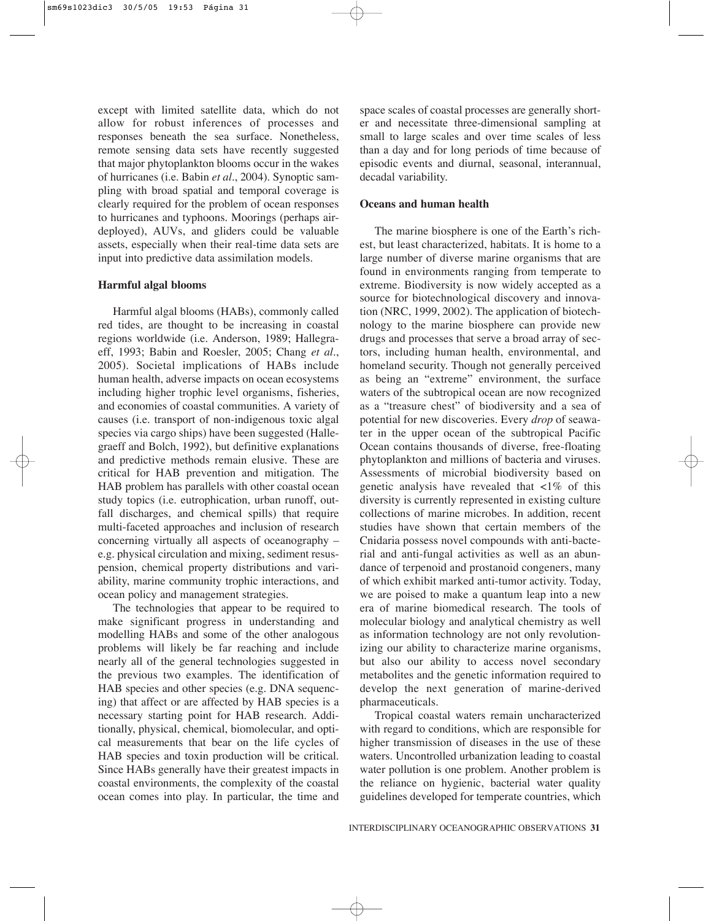except with limited satellite data, which do not allow for robust inferences of processes and responses beneath the sea surface. Nonetheless, remote sensing data sets have recently suggested that major phytoplankton blooms occur in the wakes of hurricanes (i.e. Babin *et al*., 2004). Synoptic sampling with broad spatial and temporal coverage is clearly required for the problem of ocean responses to hurricanes and typhoons. Moorings (perhaps air-deployed), AUVs, and gliders could be valuable assets, especially when their real-time data sets are input into predictive data assimilation models.

**Harmful algal blooms**

Harmful algal blooms (HABs), commonly called red tides, are thought to be increasing in coastal regions worldwide (i.e. Anderson, 1989; Hallegraeff, 1993; Babin and Roesler, 2005; Chang *et al*., 2005). Societal implications of HABs include human health, adverse impacts on ocean ecosystems including higher trophic level organisms, fisheries, and economies of coastal communities. A variety of causes (i.e. transport of non-indigenous toxic algal species via cargo ships) have been suggested (Hallegraeff and Bolch, 1992), but definitive explanations and predictive methods remain elusive. These are critical for HAB prevention and mitigation. The HAB problem has parallels with other coastal ocean study topics (i.e. eutrophication, urban runoff, outfall discharges, and chemical spills) that require multi-faceted approaches and inclusion of research concerning virtually all aspects of oceanography – e.g. physical circulation and mixing, sediment resuspension, chemical property distributions and variability, marine community trophic interactions, and ocean policy and management strategies.

The technologies that appear to be required to make significant progress in understanding and modelling HABs and some of the other analogous problems will likely be far reaching and include nearly all of the general technologies suggested in the previous two examples. The identification of HAB species and other species (e.g. DNA sequencing) that affect or are affected by HAB species is a necessary starting point for HAB research. Additionally, physical, chemical, biomolecular, and optical measurements that bear on the life cycles of HAB species and toxin production will be critical. Since HABs generally have their greatest impacts in coastal environments, the complexity of the coastal ocean comes into play. In particular, the time and space scales of coastal processes are generally shorter and necessitate three-dimensional sampling at small to large scales and over time scales of less than a day and for long periods of time because of episodic events and diurnal, seasonal, interannual, decadal variability.

**Oceans and human health**

The marine biosphere is one of the Earth's richest, but least characterized, habitats. It is home to a large number of diverse marine organisms that are found in environments ranging from temperate to extreme. Biodiversity is now widely accepted as a source for biotechnological discovery and innovation (NRC, 1999, 2002). The application of biotechnology to the marine biosphere can provide new drugs and processes that serve a broad array of sectors, including human health, environmental, and homeland security. Though not generally perceived as being an "extreme" environment, the surface waters of the subtropical ocean are now recognized as a "treasure chest" of biodiversity and a sea of potential for new discoveries. Every *drop* of seawater in the upper ocean of the subtropical Pacific Ocean contains thousands of diverse, free-floating phytoplankton and millions of bacteria and viruses. Assessments of microbial biodiversity based on genetic analysis have revealed that <1% of this diversity is currently represented in existing culture collections of marine microbes. In addition, recent studies have shown that certain members of the Cnidaria possess novel compounds with anti-bacterial and anti-fungal activities as well as an abundance of terpenoid and prostanoid congeners, many of which exhibit marked anti-tumor activity. Today, we are poised to make a quantum leap into a new era of marine biomedical research. The tools of molecular biology and analytical chemistry as well as information technology are not only revolutionizing our ability to characterize marine organisms, but also our ability to access novel secondary metabolites and the genetic information required to develop the next generation of marine-derived pharmaceuticals.

Tropical coastal waters remain uncharacterized with regard to conditions, which are responsible for higher transmission of diseases in the use of these waters. Uncontrolled urbanization leading to coastal water pollution is one problem. Another problem is the reliance on hygienic, bacterial water quality guidelines developed for temperate countries, which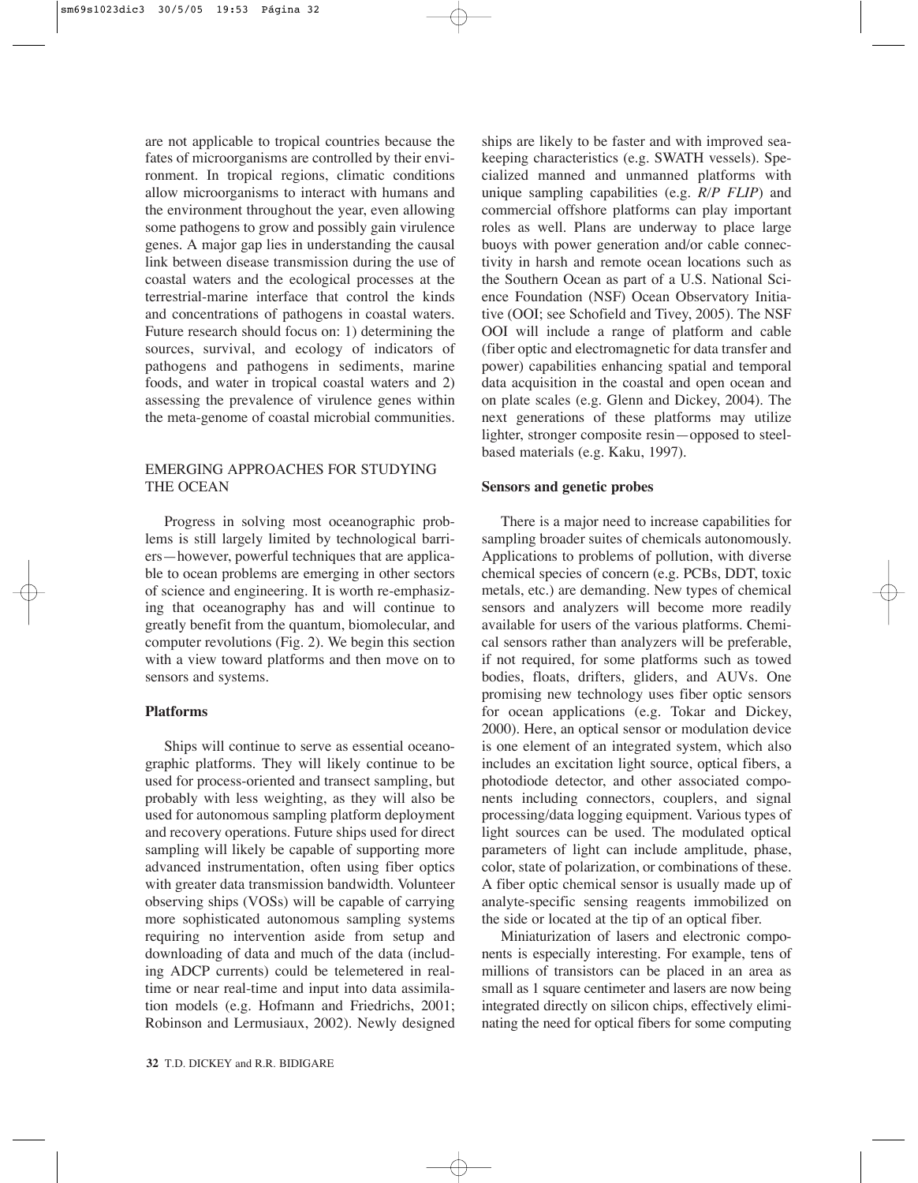are not applicable to tropical countries because the fates of microorganisms are controlled by their environment. In tropical regions, climatic conditions allow microorganisms to interact with humans and the environment throughout the year, even allowing some pathogens to grow and possibly gain virulence genes. A major gap lies in understanding the causal link between disease transmission during the use of coastal waters and the ecological processes at the terrestrial-marine interface that control the kinds and concentrations of pathogens in coastal waters. Future research should focus on: 1) determining the sources, survival, and ecology of indicators of pathogens and pathogens in sediments, marine foods, and water in tropical coastal waters and 2) assessing the prevalence of virulence genes within the meta-genome of coastal microbial communities.

## EMERGING APPROACHES FOR STUDYING THE OCEAN

Progress in solving most oceanographic problems is still largely limited by technological barriers—however, powerful techniques that are applicable to ocean problems are emerging in other sectors of science and engineering. It is worth re-emphasizing that oceanography has and will continue to greatly benefit from the quantum, biomolecular, and computer revolutions (Fig. 2). We begin this section with a view toward platforms and then move on to sensors and systems.

### Platforms

Ships will continue to serve as essential oceanographic platforms. They will likely continue to be used for process-oriented and transect sampling, but probably with less weighting, as they will also be used for autonomous sampling platform deployment and recovery operations. Future ships used for direct sampling will likely be capable of supporting more advanced instrumentation, often using fiber optics with greater data transmission bandwidth. Volunteer observing ships (VOSs) will be capable of carrying more sophisticated autonomous sampling systems requiring no intervention aside from setup and downloading of data and much of the data (including ADCP currents) could be telemetered in real-time or near real-time and input into data assimilation models (e.g. Hofmann and Friedrichs, 2001; Robinson and Lermusiaux, 2002). Newly designed ships are likely to be faster and with improved seakeeping characteristics (e.g. SWATH vessels). Specialized manned and unmanned platforms with unique sampling capabilities (e.g. *R/P FLIP*) and commercial offshore platforms can play important roles as well. Plans are underway to place large buoys with power generation and/or cable connectivity in harsh and remote ocean locations such as the Southern Ocean as part of a U.S. National Science Foundation (NSF) Ocean Observatory Initiative (OOI; see Schofield and Tivey, 2005). The NSF OOI will include a range of platform and cable (fiber optic and electromagnetic for data transfer and power) capabilities enhancing spatial and temporal data acquisition in the coastal and open ocean and on plate scales (e.g. Glenn and Dickey, 2004). The next generations of these platforms may utilize lighter, stronger composite resin—opposed to steel-based materials (e.g. Kaku, 1997).

### Sensors and genetic probes

There is a major need to increase capabilities for sampling broader suites of chemicals autonomously. Applications to problems of pollution, with diverse chemical species of concern (e.g. PCBs, DDT, toxic metals, etc.) are demanding. New types of chemical sensors and analyzers will become more readily available for users of the various platforms. Chemical sensors rather than analyzers will be preferable, if not required, for some platforms such as towed bodies, floats, drifters, gliders, and AUVs. One promising new technology uses fiber optic sensors for ocean applications (e.g. Tokar and Dickey, 2000). Here, an optical sensor or modulation device is one element of an integrated system, which also includes an excitation light source, optical fibers, a photodiode detector, and other associated components including connectors, couplers, and signal processing/data logging equipment. Various types of light sources can be used. The modulated optical parameters of light can include amplitude, phase, color, state of polarization, or combinations of these. A fiber optic chemical sensor is usually made up of analyte-specific sensing reagents immobilized on the side or located at the tip of an optical fiber.

Miniaturization of lasers and electronic components is especially interesting. For example, tens of millions of transistors can be placed in an area as small as 1 square centimeter and lasers are now being integrated directly on silicon chips, effectively eliminating the need for optical fibers for some computing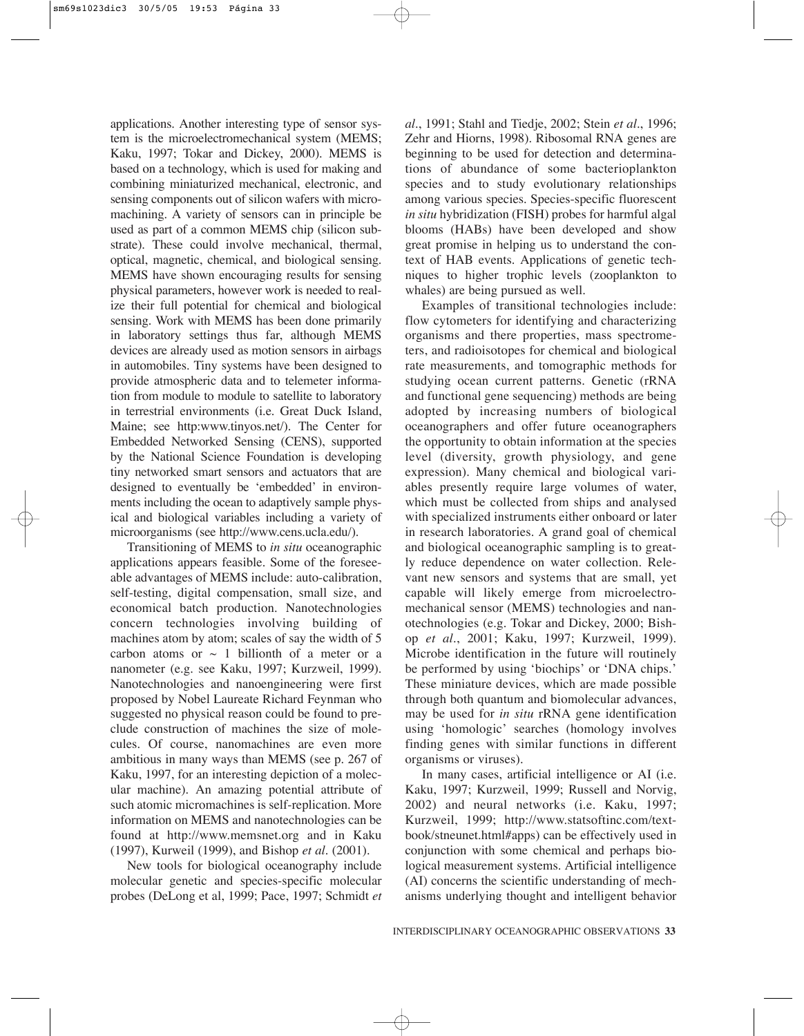applications. Another interesting type of sensor system is the microelectromechanical system (MEMS; Kaku, 1997; Tokar and Dickey, 2000). MEMS is based on a technology, which is used for making and combining miniaturized mechanical, electronic, and sensing components out of silicon wafers with micromachining. A variety of sensors can in principle be used as part of a common MEMS chip (silicon substrate). These could involve mechanical, thermal, optical, magnetic, chemical, and biological sensing. MEMS have shown encouraging results for sensing physical parameters, however work is needed to realize their full potential for chemical and biological sensing. Work with MEMS has been done primarily in laboratory settings thus far, although MEMS devices are already used as motion sensors in airbags in automobiles. Tiny systems have been designed to provide atmospheric data and to telemeter information from module to module to satellite to laboratory in terrestrial environments (i.e. Great Duck Island, Maine; see http:www.tinyos.net/). The Center for Embedded Networked Sensing (CENS), supported by the National Science Foundation is developing tiny networked smart sensors and actuators that are designed to eventually be 'embedded' in environments including the ocean to adaptively sample physical and biological variables including a variety of microorganisms (see http://www.cens.ucla.edu/).

Transitioning of MEMS to *in situ* oceanographic applications appears feasible. Some of the foreseeable advantages of MEMS include: auto-calibration, self-testing, digital compensation, small size, and economical batch production. Nanotechnologies concern technologies involving building of machines atom by atom; scales of say the width of 5 carbon atoms or ~ 1 billionth of a meter or a nanometer (e.g. see Kaku, 1997; Kurzweil, 1999). Nanotechnologies and nanoengineering were first proposed by Nobel Laureate Richard Feynman who suggested no physical reason could be found to preclude construction of machines the size of molecules. Of course, nanomachines are even more ambitious in many ways than MEMS (see p. 267 of Kaku, 1997, for an interesting depiction of a molecular machine). An amazing potential attribute of such atomic micromachines is self-replication. More information on MEMS and nanotechnologies can be found at http://www.memsnet.org and in Kaku (1997), Kurweil (1999), and Bishop *et al*. (2001).

New tools for biological oceanography include molecular genetic and species-specific molecular probes (DeLong et al, 1999; Pace, 1997; Schmidt *et al*., 1991; Stahl and Tiedje, 2002; Stein *et al*., 1996; Zehr and Hiorns, 1998). Ribosomal RNA genes are beginning to be used for detection and determinations of abundance of some bacterioplankton species and to study evolutionary relationships among various species. Species-specific fluorescent *in situ* hybridization (FISH) probes for harmful algal blooms (HABs) have been developed and show great promise in helping us to understand the context of HAB events. Applications of genetic techniques to higher trophic levels (zooplankton to whales) are being pursued as well.

Examples of transitional technologies include: flow cytometers for identifying and characterizing organisms and there properties, mass spectrometers, and radioisotopes for chemical and biological rate measurements, and tomographic methods for studying ocean current patterns. Genetic (rRNA and functional gene sequencing) methods are being adopted by increasing numbers of biological oceanographers and offer future oceanographers the opportunity to obtain information at the species level (diversity, growth physiology, and gene expression). Many chemical and biological variables presently require large volumes of water, which must be collected from ships and analysed with specialized instruments either onboard or later in research laboratories. A grand goal of chemical and biological oceanographic sampling is to greatly reduce dependence on water collection. Relevant new sensors and systems that are small, yet capable will likely emerge from microelectromechanical sensor (MEMS) technologies and nanotechnologies (e.g. Tokar and Dickey, 2000; Bishop *et al*., 2001; Kaku, 1997; Kurzweil, 1999). Microbe identification in the future will routinely be performed by using 'biochips' or 'DNA chips.' These miniature devices, which are made possible through both quantum and biomolecular advances, may be used for *in situ* rRNA gene identification using 'homologic' searches (homology involves finding genes with similar functions in different organisms or viruses).

In many cases, artificial intelligence or AI (i.e. Kaku, 1997; Kurzweil, 1999; Russell and Norvig, 2002) and neural networks (i.e. Kaku, 1997; Kurzweil, 1999; http://www.statsoftinc.com/textbook/stneunet.html#apps) can be effectively used in conjunction with some chemical and perhaps biological measurement systems. Artificial intelligence (AI) concerns the scientific understanding of mechanisms underlying thought and intelligent behavior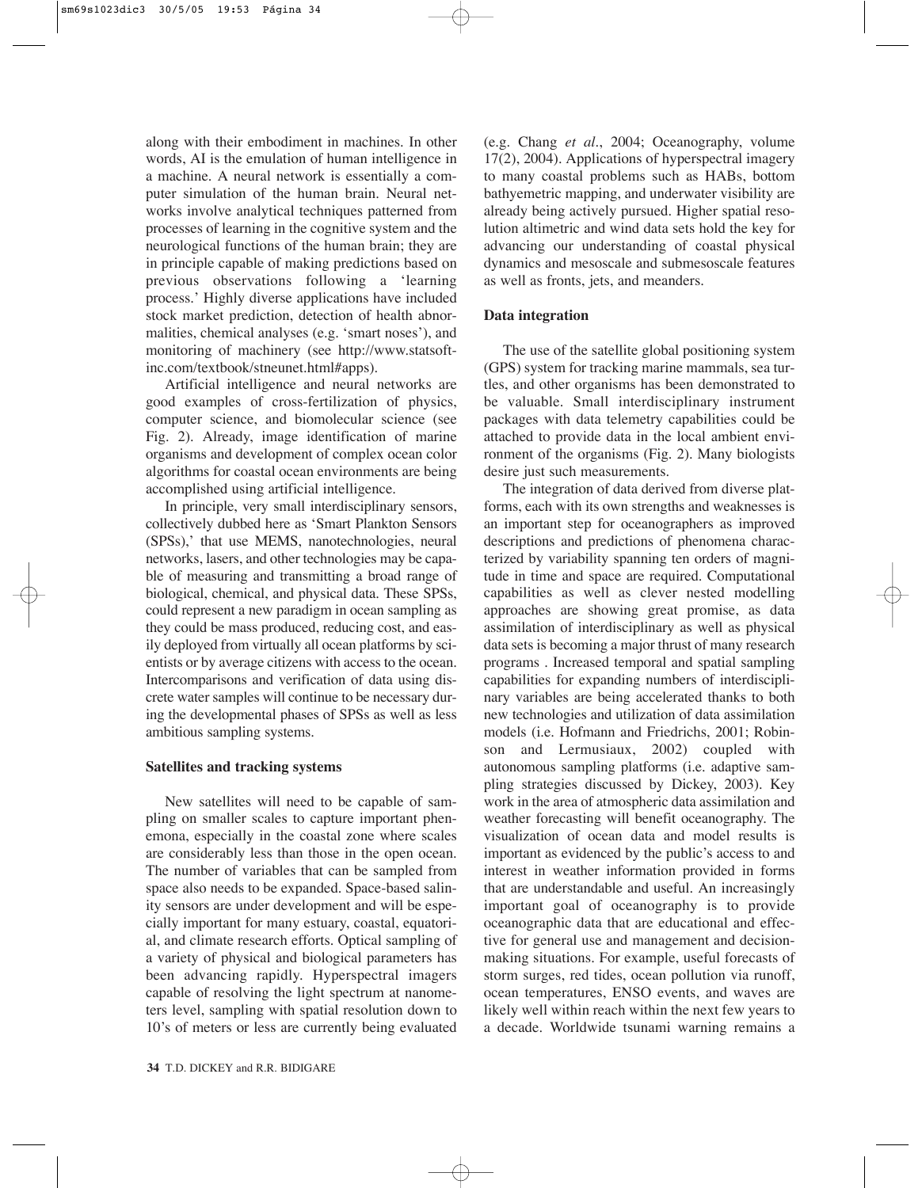along with their embodiment in machines. In other words, AI is the emulation of human intelligence in a machine. A neural network is essentially a computer simulation of the human brain. Neural networks involve analytical techniques patterned from processes of learning in the cognitive system and the neurological functions of the human brain; they are in principle capable of making predictions based on previous observations following a 'learning process.' Highly diverse applications have included stock market prediction, detection of health abnormalities, chemical analyses (e.g. 'smart noses'), and monitoring of machinery (see http://www.statsoftinc.com/textbook/stneunet.html#apps).

Artificial intelligence and neural networks are good examples of cross-fertilization of physics, computer science, and biomolecular science (see Fig. 2). Already, image identification of marine organisms and development of complex ocean color algorithms for coastal ocean environments are being accomplished using artificial intelligence.

In principle, very small interdisciplinary sensors, collectively dubbed here as 'Smart Plankton Sensors (SPSs),' that use MEMS, nanotechnologies, neural networks, lasers, and other technologies may be capable of measuring and transmitting a broad range of biological, chemical, and physical data. These SPSs, could represent a new paradigm in ocean sampling as they could be mass produced, reducing cost, and easily deployed from virtually all ocean platforms by scientists or by average citizens with access to the ocean. Intercomparisons and verification of data using discrete water samples will continue to be necessary during the developmental phases of SPSs as well as less ambitious sampling systems.

### Satellites and tracking systems

New satellites will need to be capable of sampling on smaller scales to capture important phenemona, especially in the coastal zone where scales are considerably less than those in the open ocean. The number of variables that can be sampled from space also needs to be expanded. Space-based salinity sensors are under development and will be especially important for many estuary, coastal, equatorial, and climate research efforts. Optical sampling of a variety of physical and biological parameters has been advancing rapidly. Hyperspectral imagers capable of resolving the light spectrum at nanometers level, sampling with spatial resolution down to 10's of meters or less are currently being evaluated (e.g. Chang *et al*., 2004; Oceanography, volume 17(2), 2004). Applications of hyperspectral imagery to many coastal problems such as HABs, bottom bathyemetric mapping, and underwater visibility are already being actively pursued. Higher spatial resolution altimetric and wind data sets hold the key for advancing our understanding of coastal physical dynamics and mesoscale and submesoscale features as well as fronts, jets, and meanders.

### Data integration

The use of the satellite global positioning system (GPS) system for tracking marine mammals, sea turtles, and other organisms has been demonstrated to be valuable. Small interdisciplinary instrument packages with data telemetry capabilities could be attached to provide data in the local ambient environment of the organisms (Fig. 2). Many biologists desire just such measurements.

The integration of data derived from diverse platforms, each with its own strengths and weaknesses is an important step for oceanographers as improved descriptions and predictions of phenomena characterized by variability spanning ten orders of magnitude in time and space are required. Computational capabilities as well as clever nested modelling approaches are showing great promise, as data assimilation of interdisciplinary as well as physical data sets is becoming a major thrust of many research programs . Increased temporal and spatial sampling capabilities for expanding numbers of interdisciplinary variables are being accelerated thanks to both new technologies and utilization of data assimilation models (i.e. Hofmann and Friedrichs, 2001; Robinson and Lermusiaux, 2002) coupled with autonomous sampling platforms (i.e. adaptive sampling strategies discussed by Dickey, 2003). Key work in the area of atmospheric data assimilation and weather forecasting will benefit oceanography. The visualization of ocean data and model results is important as evidenced by the public's access to and interest in weather information provided in forms that are understandable and useful. An increasingly important goal of oceanography is to provide oceanographic data that are educational and effective for general use and management and decision-making situations. For example, useful forecasts of storm surges, red tides, ocean pollution via runoff, ocean temperatures, ENSO events, and waves are likely well within reach within the next few years to a decade. Worldwide tsunami warning remains a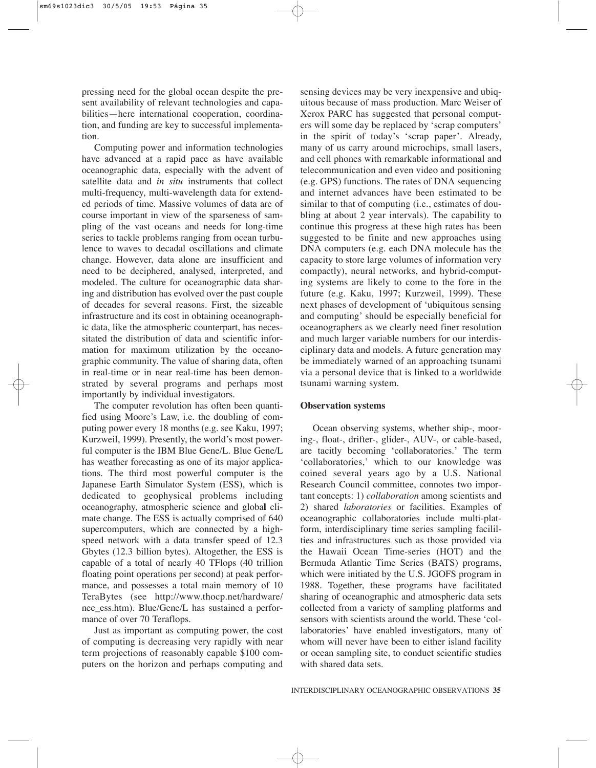pressing need for the global ocean despite the present availability of relevant technologies and capabilities—here international cooperation, coordination, and funding are key to successful implementation.

Computing power and information technologies have advanced at a rapid pace as have available oceanographic data, especially with the advent of satellite data and *in situ* instruments that collect multi-frequency, multi-wavelength data for extended periods of time. Massive volumes of data are of course important in view of the sparseness of sampling of the vast oceans and needs for long-time series to tackle problems ranging from ocean turbulence to waves to decadal oscillations and climate change. However, data alone are insufficient and need to be deciphered, analysed, interpreted, and modeled. The culture for oceanographic data sharing and distribution has evolved over the past couple of decades for several reasons. First, the sizeable infrastructure and its cost in obtaining oceanographic data, like the atmospheric counterpart, has necessitated the distribution of data and scientific information for maximum utilization by the oceanographic community. The value of sharing data, often in real-time or in near real-time has been demonstrated by several programs and perhaps most importantly by individual investigators.

The computer revolution has often been quantified using Moore's Law, i.e. the doubling of computing power every 18 months (e.g. see Kaku, 1997; Kurzweil, 1999). Presently, the world's most powerful computer is the IBM Blue Gene/L. Blue Gene/L has weather forecasting as one of its major applications. The third most powerful computer is the Japanese Earth Simulator System (ESS), which is dedicated to geophysical problems including oceanography, atmospheric science and global climate change. The ESS is actually comprised of 640 supercomputers, which are connected by a high-speed network with a data transfer speed of 12.3 Gbytes (12.3 billion bytes). Altogether, the ESS is capable of a total of nearly 40 TFlops (40 trillion floating point operations per second) at peak performance, and possesses a total main memory of 10 TeraBytes (see http://www.thocp.net/hardware/nec_ess.htm). Blue/Gene/L has sustained a performance of over 70 Teraflops.

Just as important as computing power, the cost of computing is decreasing very rapidly with near term projections of reasonably capable $100 computers on the horizon and perhaps computing and sensing devices may be very inexpensive and ubiquitous because of mass production. Marc Weiser of Xerox PARC has suggested that personal computers will some day be replaced by 'scrap computers' in the spirit of today's 'scrap paper'. Already, many of us carry around microchips, small lasers, and cell phones with remarkable informational and telecommunication and even video and positioning (e.g. GPS) functions. The rates of DNA sequencing and internet advances have been estimated to be similar to that of computing (i.e., estimates of doubling at about 2 year intervals). The capability to continue this progress at these high rates has been suggested to be finite and new approaches using DNA computers (e.g. each DNA molecule has the capacity to store large volumes of information very compactly), neural networks, and hybrid-computing systems are likely to come to the fore in the future (e.g. Kaku, 1997; Kurzweil, 1999). These next phases of development of 'ubiquitous sensing and computing' should be especially beneficial for oceanographers as we clearly need finer resolution and much larger variable numbers for our interdisciplinary data and models. A future generation may be immediately warned of an approaching tsunami via a personal device that is linked to a worldwide tsunami warning system.

### Observation systems

Ocean observing systems, whether ship-, mooring-, float-, drifter-, glider-, AUV-, or cable-based, are tacitly becoming 'collaboratories.' The term 'collaboratories,' which to our knowledge was coined several years ago by a U.S. National Research Council committee, connotes two important concepts: 1) *collaboration* among scientists and 2) shared *laboratories* or facilities. Examples of oceanographic collaboratories include multi-platform, interdisciplinary time series sampling facililties and infrastructures such as those provided via the Hawaii Ocean Time-series (HOT) and the Bermuda Atlantic Time Series (BATS) programs, which were initiated by the U.S. JGOFS program in 1988. Together, these programs have facilitated sharing of oceanographic and atmospheric data sets collected from a variety of sampling platforms and sensors with scientists around the world. These 'collaboratories' have enabled investigators, many of whom will never have been to either island facility or ocean sampling site, to conduct scientific studies with shared data sets.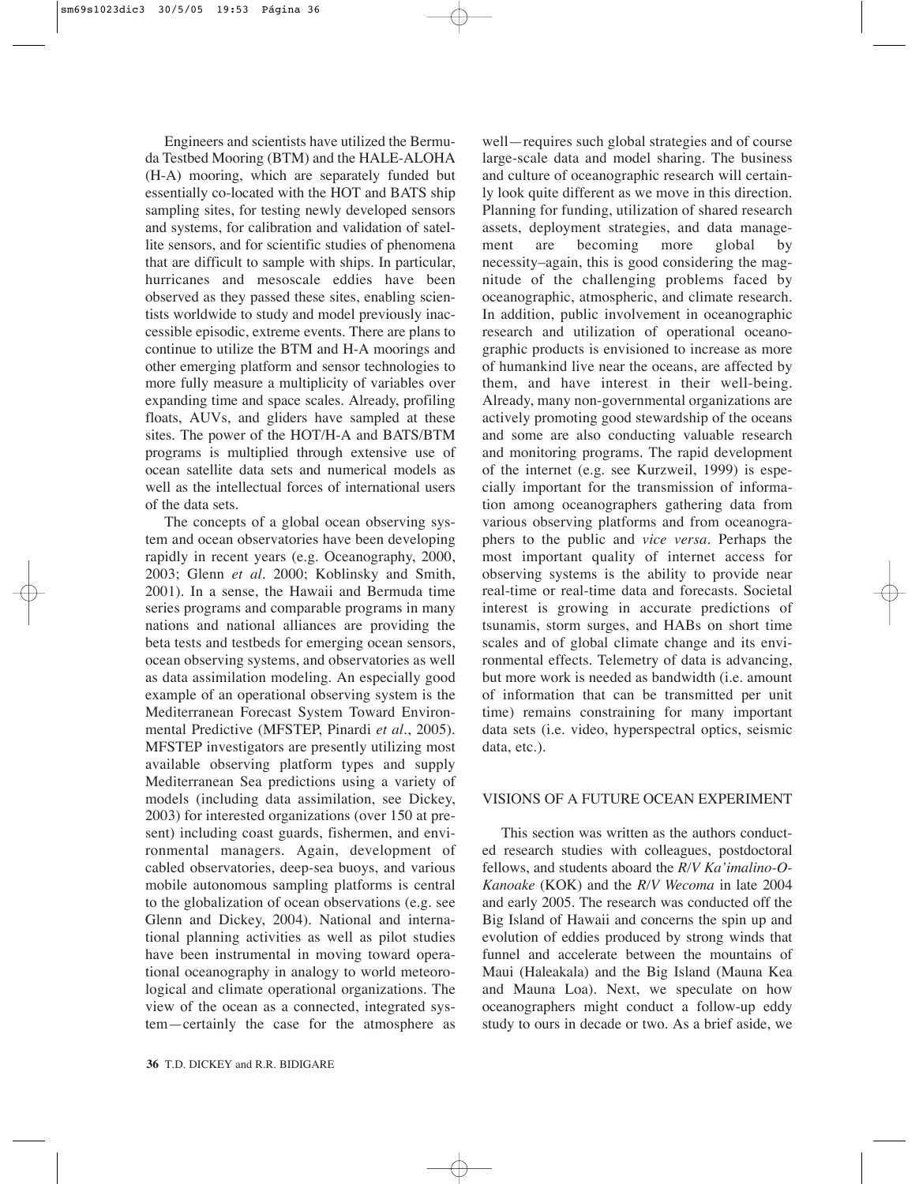Engineers and scientists have utilized the Bermuda Testbed Mooring (BTM) and the HALE-ALOHA (H-A) mooring, which are separately funded but essentially co-located with the HOT and BATS ship sampling sites, for testing newly developed sensors and systems, for calibration and validation of satellite sensors, and for scientific studies of phenomena that are difficult to sample with ships. In particular, hurricanes and mesoscale eddies have been observed as they passed these sites, enabling scientists worldwide to study and model previously inaccessible episodic, extreme events. There are plans to continue to utilize the BTM and H-A moorings and other emerging platform and sensor technologies to more fully measure a multiplicity of variables over expanding time and space scales. Already, profiling floats, AUVs, and gliders have sampled at these sites. The power of the HOT/H-A and BATS/BTM programs is multiplied through extensive use of ocean satellite data sets and numerical models as well as the intellectual forces of international users of the data sets.

The concepts of a global ocean observing system and ocean observatories have been developing rapidly in recent years (e.g. Oceanography, 2000, 2003; Glenn *et al*. 2000; Koblinsky and Smith, 2001). In a sense, the Hawaii and Bermuda time series programs and comparable programs in many nations and national alliances are providing the beta tests and testbeds for emerging ocean sensors, ocean observing systems, and observatories as well as data assimilation modeling. An especially good example of an operational observing system is the Mediterranean Forecast System Toward Environmental Predictive (MFSTEP, Pinardi *et al*., 2005). MFSTEP investigators are presently utilizing most available observing platform types and supply Mediterranean Sea predictions using a variety of models (including data assimilation, see Dickey, 2003) for interested organizations (over 150 at present) including coast guards, fishermen, and environmental managers. Again, development of cabled observatories, deep-sea buoys, and various mobile autonomous sampling platforms is central to the globalization of ocean observations (e.g. see Glenn and Dickey, 2004). National and international planning activities as well as pilot studies have been instrumental in moving toward operational oceanography in analogy to world meteorological and climate operational organizations. The view of the ocean as a connected, integrated system—certainly the case for the atmosphere as well—requires such global strategies and of course large-scale data and model sharing. The business and culture of oceanographic research will certainly look quite different as we move in this direction. Planning for funding, utilization of shared research assets, deployment strategies, and data management are becoming more global by necessity–again, this is good considering the magnitude of the challenging problems faced by oceanographic, atmospheric, and climate research. In addition, public involvement in oceanographic research and utilization of operational oceanographic products is envisioned to increase as more of humankind live near the oceans, are affected by them, and have interest in their well-being. Already, many non-governmental organizations are actively promoting good stewardship of the oceans and some are also conducting valuable research and monitoring programs. The rapid development of the internet (e.g. see Kurzweil, 1999) is especially important for the transmission of information among oceanographers gathering data from various observing platforms and from oceanographers to the public and *vice versa*. Perhaps the most important quality of internet access for observing systems is the ability to provide near real-time or real-time data and forecasts. Societal interest is growing in accurate predictions of tsunamis, storm surges, and HABs on short time scales and of global climate change and its environmental effects. Telemetry of data is advancing, but more work is needed as bandwidth (i.e. amount of information that can be transmitted per unit time) remains constraining for many important data sets (i.e. video, hyperspectral optics, seismic data, etc.).

## VISIONS OF A FUTURE OCEAN EXPERIMENT

This section was written as the authors conducted research studies with colleagues, postdoctoral fellows, and students aboard the *R/V Ka'imalino-O-Kanoake* (KOK) and the *R/V Wecoma* in late 2004 and early 2005. The research was conducted off the Big Island of Hawaii and concerns the spin up and evolution of eddies produced by strong winds that funnel and accelerate between the mountains of Maui (Haleakala) and the Big Island (Mauna Kea and Mauna Loa). Next, we speculate on how oceanographers might conduct a follow-up eddy study to ours in decade or two. As a brief aside, we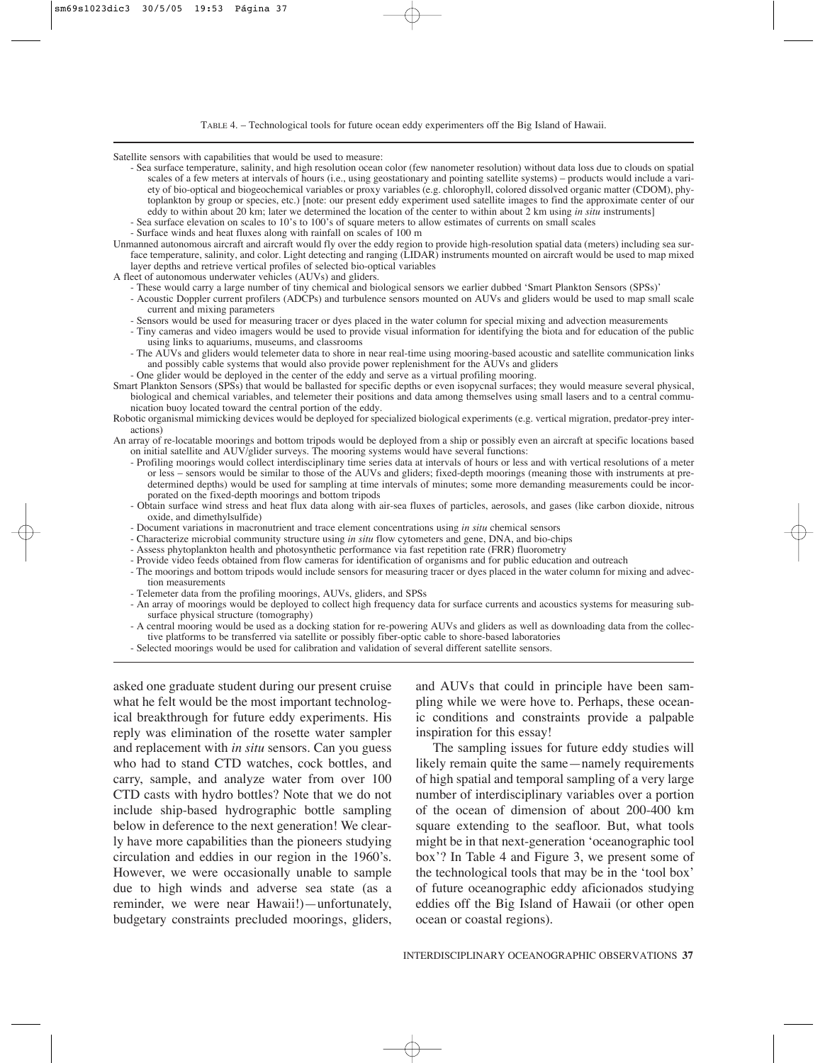TABLE 4. – Technological tools for future ocean eddy experimenters off the Big Island of Hawaii.

Satellite sensors with capabilities that would be used to measure:

- Sea surface temperature, salinity, and high resolution ocean color (few nanometer resolution) without data loss due to clouds on spatial scales of a few meters at intervals of hours (i.e., using geostationary and pointing satellite systems) – products would include a variety of bio-optical and biogeochemical variables or proxy variables (e.g. chlorophyll, colored dissolved organic matter (CDOM), phytoplankton by group or species, etc.) [note: our present eddy experiment used satellite images to find the approximate center of our eddy to within about 20 km; later we determined the location of the center to within about 2 km using *in situ* instruments]
- Sea surface elevation on scales to 10's to 100's of square meters to allow estimates of currents on small scales
- Surface winds and heat fluxes along with rainfall on scales of 100 m

Unmanned autonomous aircraft and aircraft would fly over the eddy region to provide high-resolution spatial data (meters) including sea surface temperature, salinity, and color. Light detecting and ranging (LIDAR) instruments mounted on aircraft would be used to map mixed layer depths and retrieve vertical profiles of selected bio-optical variables

A fleet of autonomous underwater vehicles (AUVs) and gliders.

- These would carry a large number of tiny chemical and biological sensors we earlier dubbed 'Smart Plankton Sensors (SPSs)'
- Acoustic Doppler current profilers (ADCPs) and turbulence sensors mounted on AUVs and gliders would be used to map small scale current and mixing parameters
- Sensors would be used for measuring tracer or dyes placed in the water column for special mixing and advection measurements
- Tiny cameras and video imagers would be used to provide visual information for identifying the biota and for education of the public using links to aquariums, museums, and classrooms
- The AUVs and gliders would telemeter data to shore in near real-time using mooring-based acoustic and satellite communication links and possibly cable systems that would also provide power replenishment for the AUVs and gliders
- One glider would be deployed in the center of the eddy and serve as a virtual profiling mooring.

Smart Plankton Sensors (SPSs) that would be ballasted for specific depths or even isopycnal surfaces; they would measure several physical, biological and chemical variables, and telemeter their positions and data among themselves using small lasers and to a central communication buoy located toward the central portion of the eddy.

Robotic organismal mimicking devices would be deployed for specialized biological experiments (e.g. vertical migration, predator-prey interactions)

An array of re-locatable moorings and bottom tripods would be deployed from a ship or possibly even an aircraft at specific locations based on initial satellite and AUV/glider surveys. The mooring systems would have several functions:

- Profiling moorings would collect interdisciplinary time series data at intervals of hours or less and with vertical resolutions of a meter or less – sensors would be similar to those of the AUVs and gliders; fixed-depth moorings (meaning those with instruments at predetermined depths) would be used for sampling at time intervals of minutes; some more demanding measurements could be incorporated on the fixed-depth moorings and bottom tripods
- Obtain surface wind stress and heat flux data along with air-sea fluxes of particles, aerosols, and gases (like carbon dioxide, nitrous oxide, and dimethylsulfide)
- Document variations in macronutrient and trace element concentrations using *in situ* chemical sensors
- Characterize microbial community structure using *in situ* flow cytometers and gene, DNA, and bio-chips
- Assess phytoplankton health and photosynthetic performance via fast repetition rate (FRR) fluorometry
- Provide video feeds obtained from flow cameras for identification of organisms and for public education and outreach
- The moorings and bottom tripods would include sensors for measuring tracer or dyes placed in the water column for mixing and advection measurements
- Telemeter data from the profiling moorings, AUVs, gliders, and SPSs
- An array of moorings would be deployed to collect high frequency data for surface currents and acoustics systems for measuring subsurface physical structure (tomography)
- A central mooring would be used as a docking station for re-powering AUVs and gliders as well as downloading data from the collective platforms to be transferred via satellite or possibly fiber-optic cable to shore-based laboratories
- Selected moorings would be used for calibration and validation of several different satellite sensors.

asked one graduate student during our present cruise what he felt would be the most important technological breakthrough for future eddy experiments. His reply was elimination of the rosette water sampler and replacement with *in situ* sensors. Can you guess who had to stand CTD watches, cock bottles, and carry, sample, and analyze water from over 100 CTD casts with hydro bottles? Note that we do not include ship-based hydrographic bottle sampling below in deference to the next generation! We clearly have more capabilities than the pioneers studying circulation and eddies in our region in the 1960's. However, we were occasionally unable to sample due to high winds and adverse sea state (as a reminder, we were near Hawaii!)—unfortunately, budgetary constraints precluded moorings, gliders, and AUVs that could in principle have been sampling while we were hove to. Perhaps, these oceanic conditions and constraints provide a palpable inspiration for this essay!

The sampling issues for future eddy studies will likely remain quite the same—namely requirements of high spatial and temporal sampling of a very large number of interdisciplinary variables over a portion of the ocean of dimension of about 200-400 km square extending to the seafloor. But, what tools might be in that next-generation 'oceanographic tool box'? In Table 4 and Figure 3, we present some of the technological tools that may be in the 'tool box' of future oceanographic eddy aficionados studying eddies off the Big Island of Hawaii (or other open ocean or coastal regions).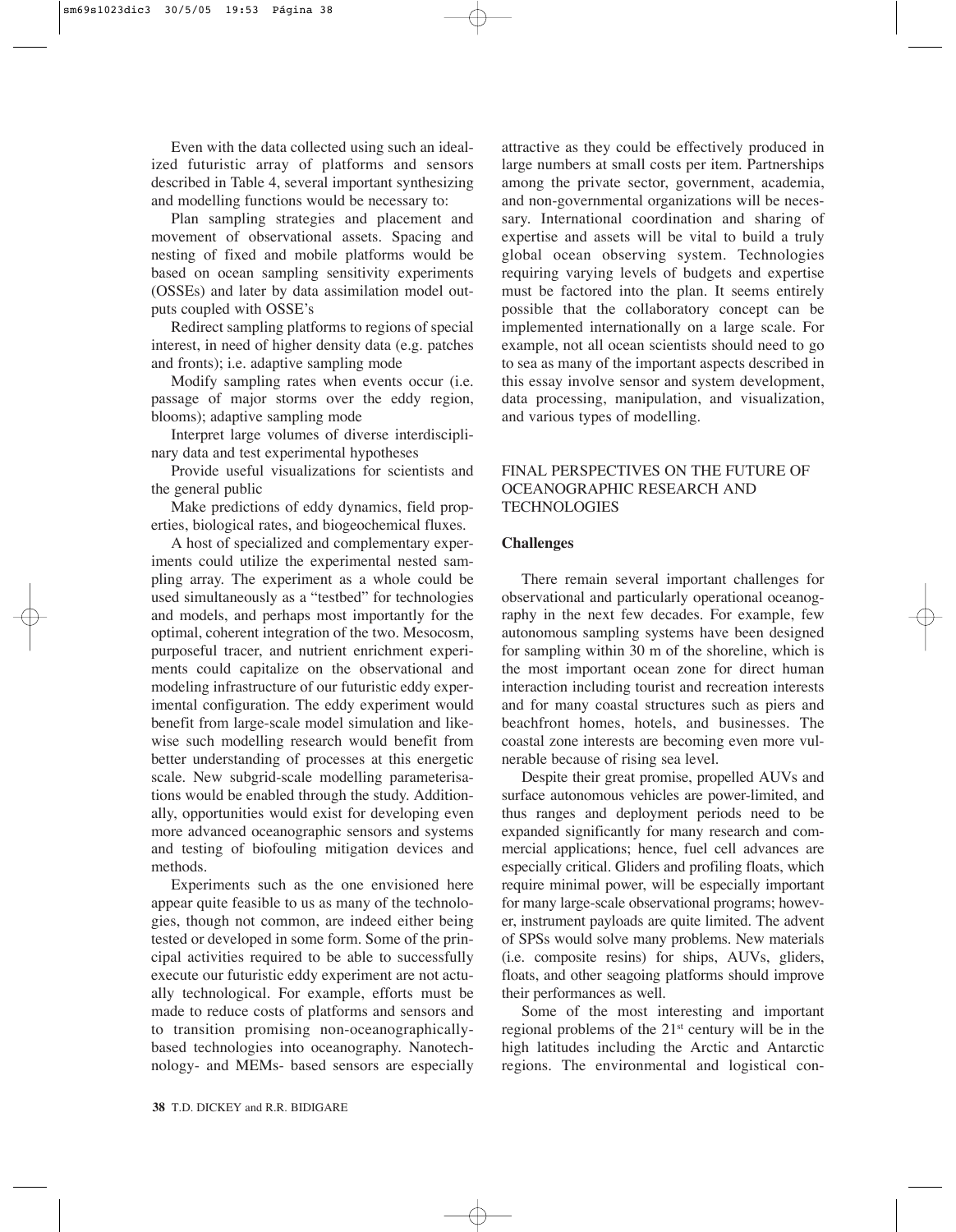Even with the data collected using such an idealized futuristic array of platforms and sensors described in Table 4, several important synthesizing and modelling functions would be necessary to:

Plan sampling strategies and placement and movement of observational assets. Spacing and nesting of fixed and mobile platforms would be based on ocean sampling sensitivity experiments (OSSEs) and later by data assimilation model outputs coupled with OSSE's

Redirect sampling platforms to regions of special interest, in need of higher density data (e.g. patches and fronts); i.e. adaptive sampling mode

Modify sampling rates when events occur (i.e. passage of major storms over the eddy region, blooms); adaptive sampling mode

Interpret large volumes of diverse interdisciplinary data and test experimental hypotheses

Provide useful visualizations for scientists and the general public

Make predictions of eddy dynamics, field properties, biological rates, and biogeochemical fluxes.

A host of specialized and complementary experiments could utilize the experimental nested sampling array. The experiment as a whole could be used simultaneously as a "testbed" for technologies and models, and perhaps most importantly for the optimal, coherent integration of the two. Mesocosm, purposeful tracer, and nutrient enrichment experiments could capitalize on the observational and modeling infrastructure of our futuristic eddy experimental configuration. The eddy experiment would benefit from large-scale model simulation and likewise such modelling research would benefit from better understanding of processes at this energetic scale. New subgrid-scale modelling parameterisations would be enabled through the study. Additionally, opportunities would exist for developing even more advanced oceanographic sensors and systems and testing of biofouling mitigation devices and methods.

Experiments such as the one envisioned here appear quite feasible to us as many of the technologies, though not common, are indeed either being tested or developed in some form. Some of the principal activities required to be able to successfully execute our futuristic eddy experiment are not actually technological. For example, efforts must be made to reduce costs of platforms and sensors and to transition promising non-oceanographically-based technologies into oceanography. Nanotechnology- and MEMs- based sensors are especially attractive as they could be effectively produced in large numbers at small costs per item. Partnerships among the private sector, government, academia, and non-governmental organizations will be necessary. International coordination and sharing of expertise and assets will be vital to build a truly global ocean observing system. Technologies requiring varying levels of budgets and expertise must be factored into the plan. It seems entirely possible that the collaboratory concept can be implemented internationally on a large scale. For example, not all ocean scientists should need to go to sea as many of the important aspects described in this essay involve sensor and system development, data processing, manipulation, and visualization, and various types of modelling.

## FINAL PERSPECTIVES ON THE FUTURE OF OCEANOGRAPHIC RESEARCH AND TECHNOLOGIES

### Challenges

There remain several important challenges for observational and particularly operational oceanography in the next few decades. For example, few autonomous sampling systems have been designed for sampling within 30 m of the shoreline, which is the most important ocean zone for direct human interaction including tourist and recreation interests and for many coastal structures such as piers and beachfront homes, hotels, and businesses. The coastal zone interests are becoming even more vulnerable because of rising sea level.

Despite their great promise, propelled AUVs and surface autonomous vehicles are power-limited, and thus ranges and deployment periods need to be expanded significantly for many research and commercial applications; hence, fuel cell advances are especially critical. Gliders and profiling floats, which require minimal power, will be especially important for many large-scale observational programs; however, instrument payloads are quite limited. The advent of SPSs would solve many problems. New materials (i.e. composite resins) for ships, AUVs, gliders, floats, and other seagoing platforms should improve their performances as well.

Some of the most interesting and important regional problems of the 21st century will be in the high latitudes including the Arctic and Antarctic regions. The environmental and logistical con-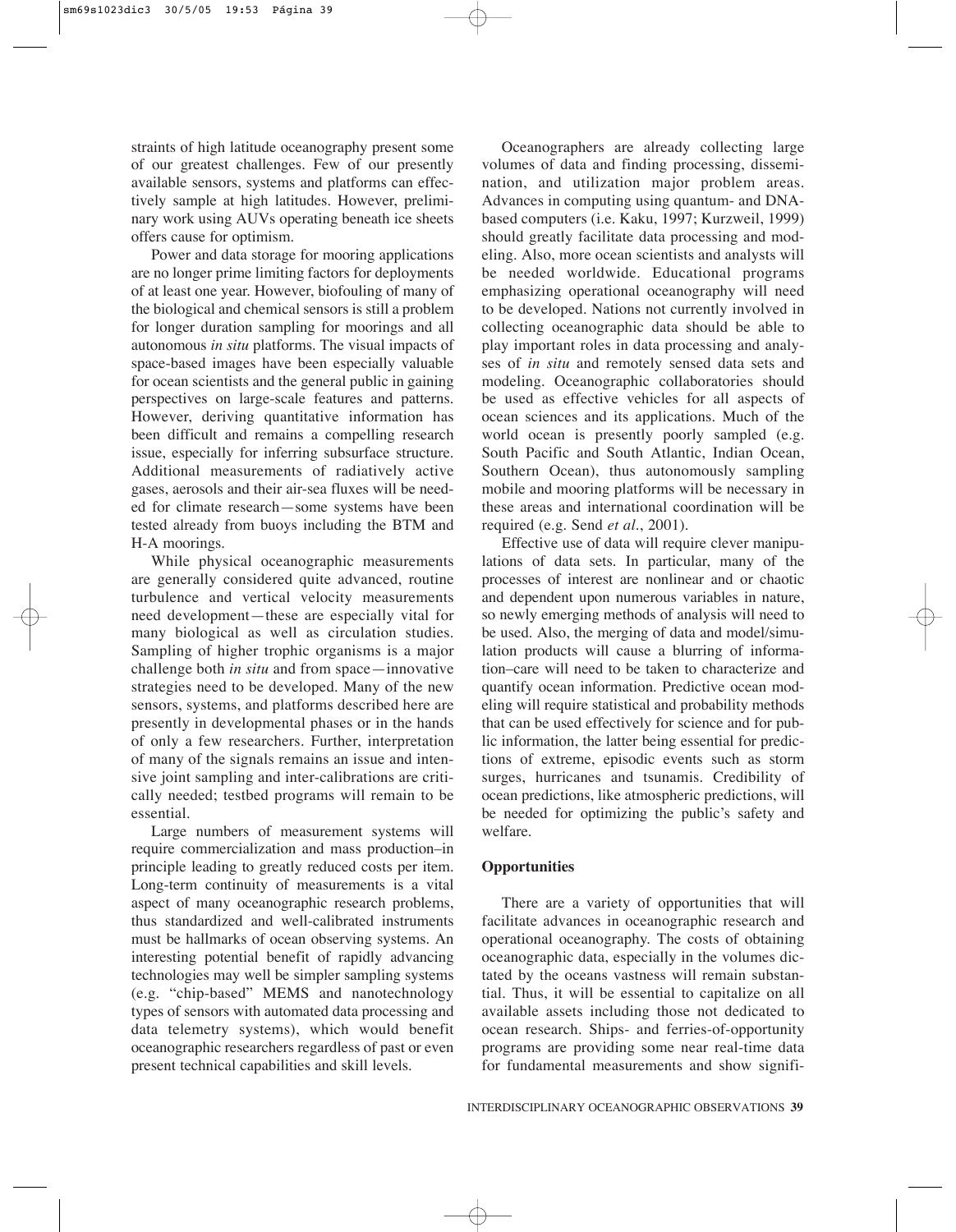straints of high latitude oceanography present some of our greatest challenges. Few of our presently available sensors, systems and platforms can effectively sample at high latitudes. However, preliminary work using AUVs operating beneath ice sheets offers cause for optimism.

Power and data storage for mooring applications are no longer prime limiting factors for deployments of at least one year. However, biofouling of many of the biological and chemical sensors is still a problem for longer duration sampling for moorings and all autonomous *in situ* platforms. The visual impacts of space-based images have been especially valuable for ocean scientists and the general public in gaining perspectives on large-scale features and patterns. However, deriving quantitative information has been difficult and remains a compelling research issue, especially for inferring subsurface structure. Additional measurements of radiatively active gases, aerosols and their air-sea fluxes will be needed for climate research—some systems have been tested already from buoys including the BTM and H-A moorings.

While physical oceanographic measurements are generally considered quite advanced, routine turbulence and vertical velocity measurements need development—these are especially vital for many biological as well as circulation studies. Sampling of higher trophic organisms is a major challenge both *in situ* and from space—innovative strategies need to be developed. Many of the new sensors, systems, and platforms described here are presently in developmental phases or in the hands of only a few researchers. Further, interpretation of many of the signals remains an issue and intensive joint sampling and inter-calibrations are critically needed; testbed programs will remain to be essential.

Large numbers of measurement systems will require commercialization and mass production–in principle leading to greatly reduced costs per item. Long-term continuity of measurements is a vital aspect of many oceanographic research problems, thus standardized and well-calibrated instruments must be hallmarks of ocean observing systems. An interesting potential benefit of rapidly advancing technologies may well be simpler sampling systems (e.g. "chip-based" MEMS and nanotechnology types of sensors with automated data processing and data telemetry systems), which would benefit oceanographic researchers regardless of past or even present technical capabilities and skill levels.

Oceanographers are already collecting large volumes of data and finding processing, dissemination, and utilization major problem areas. Advances in computing using quantum- and DNA-based computers (i.e. Kaku, 1997; Kurzweil, 1999) should greatly facilitate data processing and modeling. Also, more ocean scientists and analysts will be needed worldwide. Educational programs emphasizing operational oceanography will need to be developed. Nations not currently involved in collecting oceanographic data should be able to play important roles in data processing and analyses of *in situ* and remotely sensed data sets and modeling. Oceanographic collaboratories should be used as effective vehicles for all aspects of ocean sciences and its applications. Much of the world ocean is presently poorly sampled (e.g. South Pacific and South Atlantic, Indian Ocean, Southern Ocean), thus autonomously sampling mobile and mooring platforms will be necessary in these areas and international coordination will be required (e.g. Send *et al.*, 2001).

Effective use of data will require clever manipulations of data sets. In particular, many of the processes of interest are nonlinear and or chaotic and dependent upon numerous variables in nature, so newly emerging methods of analysis will need to be used. Also, the merging of data and model/simulation products will cause a blurring of information–care will need to be taken to characterize and quantify ocean information. Predictive ocean modeling will require statistical and probability methods that can be used effectively for science and for public information, the latter being essential for predictions of extreme, episodic events such as storm surges, hurricanes and tsunamis. Credibility of ocean predictions, like atmospheric predictions, will be needed for optimizing the public's safety and welfare.

## Opportunities

There are a variety of opportunities that will facilitate advances in oceanographic research and operational oceanography. The costs of obtaining oceanographic data, especially in the volumes dictated by the oceans vastness will remain substantial. Thus, it will be essential to capitalize on all available assets including those not dedicated to ocean research. Ships- and ferries-of-opportunity programs are providing some near real-time data for fundamental measurements and show signifi-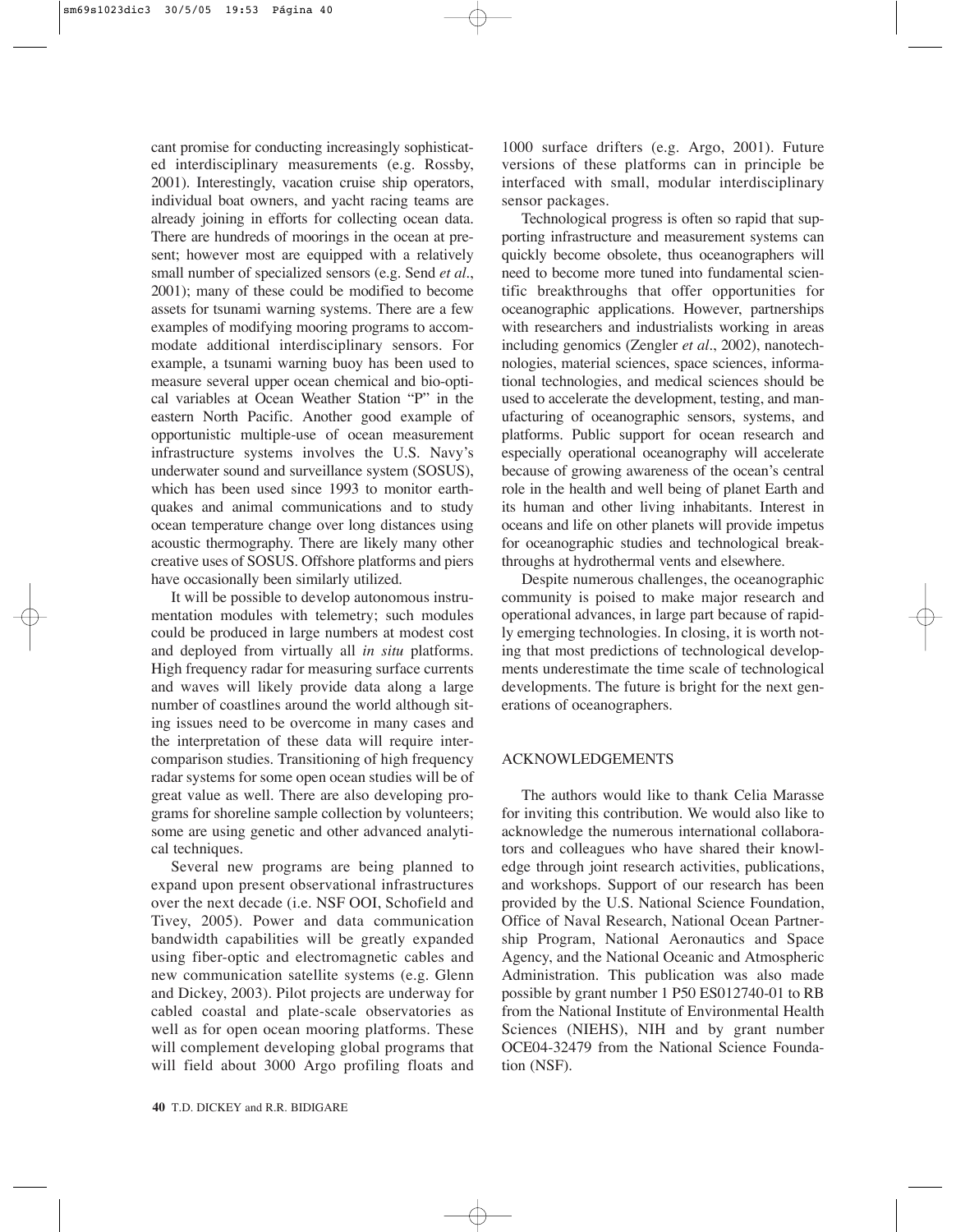cant promise for conducting increasingly sophisticated interdisciplinary measurements (e.g. Rossby, 2001). Interestingly, vacation cruise ship operators, individual boat owners, and yacht racing teams are already joining in efforts for collecting ocean data. There are hundreds of moorings in the ocean at present; however most are equipped with a relatively small number of specialized sensors (e.g. Send *et al*., 2001); many of these could be modified to become assets for tsunami warning systems. There are a few examples of modifying mooring programs to accommodate additional interdisciplinary sensors. For example, a tsunami warning buoy has been used to measure several upper ocean chemical and bio-optical variables at Ocean Weather Station "P" in the eastern North Pacific. Another good example of opportunistic multiple-use of ocean measurement infrastructure systems involves the U.S. Navy's underwater sound and surveillance system (SOSUS), which has been used since 1993 to monitor earthquakes and animal communications and to study ocean temperature change over long distances using acoustic thermography. There are likely many other creative uses of SOSUS. Offshore platforms and piers have occasionally been similarly utilized.

It will be possible to develop autonomous instrumentation modules with telemetry; such modules could be produced in large numbers at modest cost and deployed from virtually all *in situ* platforms. High frequency radar for measuring surface currents and waves will likely provide data along a large number of coastlines around the world although siting issues need to be overcome in many cases and the interpretation of these data will require intercomparison studies. Transitioning of high frequency radar systems for some open ocean studies will be of great value as well. There are also developing programs for shoreline sample collection by volunteers; some are using genetic and other advanced analytical techniques.

Several new programs are being planned to expand upon present observational infrastructures over the next decade (i.e. NSF OOI, Schofield and Tivey, 2005). Power and data communication bandwidth capabilities will be greatly expanded using fiber-optic and electromagnetic cables and new communication satellite systems (e.g. Glenn and Dickey, 2003). Pilot projects are underway for cabled coastal and plate-scale observatories as well as for open ocean mooring platforms. These will complement developing global programs that will field about 3000 Argo profiling floats and 1000 surface drifters (e.g. Argo, 2001). Future versions of these platforms can in principle be interfaced with small, modular interdisciplinary sensor packages.

Technological progress is often so rapid that supporting infrastructure and measurement systems can quickly become obsolete, thus oceanographers will need to become more tuned into fundamental scientific breakthroughs that offer opportunities for oceanographic applications. However, partnerships with researchers and industrialists working in areas including genomics (Zengler *et al*., 2002), nanotechnologies, material sciences, space sciences, informational technologies, and medical sciences should be used to accelerate the development, testing, and manufacturing of oceanographic sensors, systems, and platforms. Public support for ocean research and especially operational oceanography will accelerate because of growing awareness of the ocean's central role in the health and well being of planet Earth and its human and other living inhabitants. Interest in oceans and life on other planets will provide impetus for oceanographic studies and technological breakthroughs at hydrothermal vents and elsewhere.

Despite numerous challenges, the oceanographic community is poised to make major research and operational advances, in large part because of rapidly emerging technologies. In closing, it is worth noting that most predictions of technological developments underestimate the time scale of technological developments. The future is bright for the next generations of oceanographers.

## ACKNOWLEDGEMENTS

The authors would like to thank Celia Marasse for inviting this contribution. We would also like to acknowledge the numerous international collaborators and colleagues who have shared their knowledge through joint research activities, publications, and workshops. Support of our research has been provided by the U.S. National Science Foundation, Office of Naval Research, National Ocean Partnership Program, National Aeronautics and Space Agency, and the National Oceanic and Atmospheric Administration. This publication was also made possible by grant number 1 P50 ES012740-01 to RB from the National Institute of Environmental Health Sciences (NIEHS), NIH and by grant number OCE04-32479 from the National Science Foundation (NSF).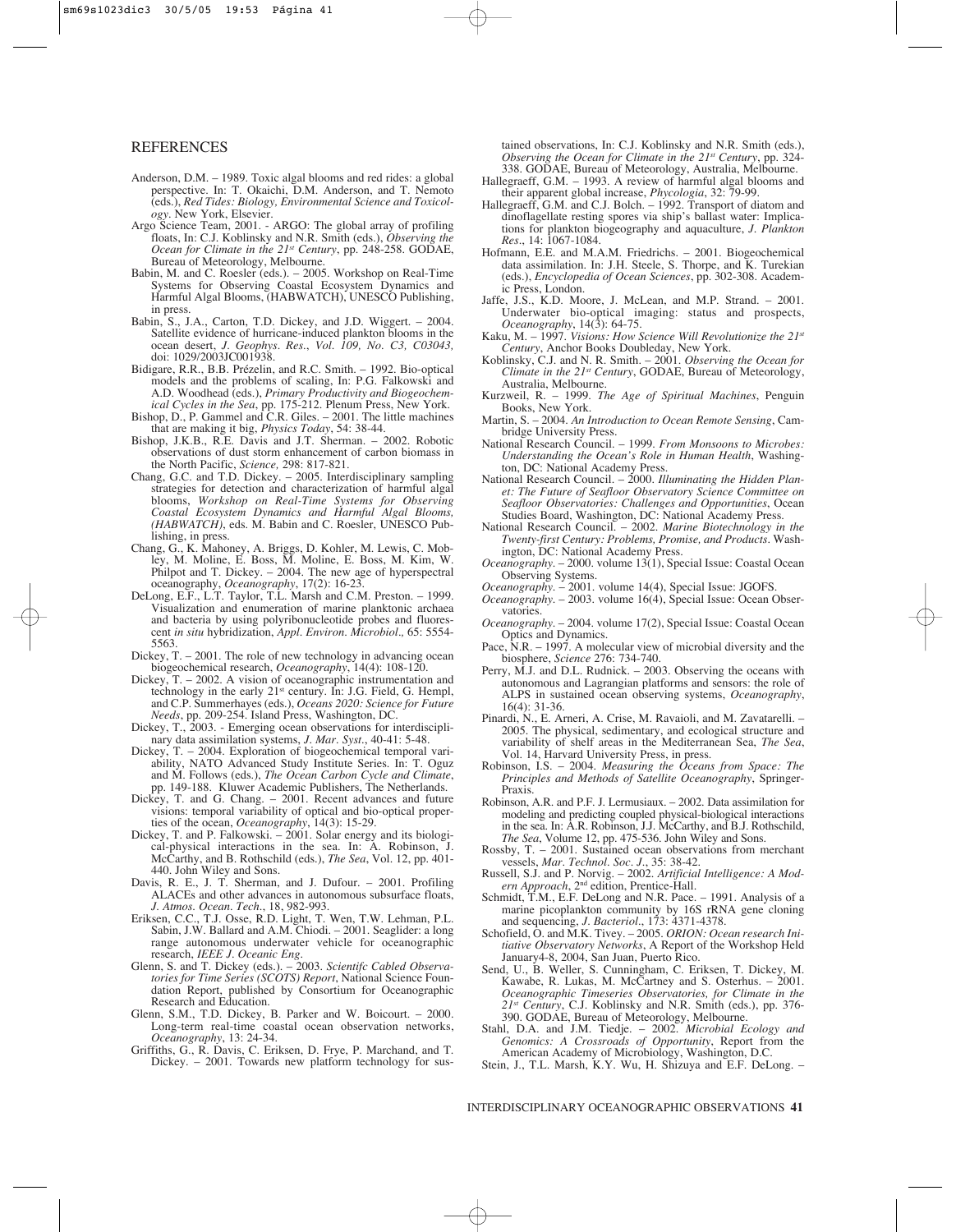## REFERENCES

Anderson, D.M. – 1989. Toxic algal blooms and red rides: a global perspective. In: T. Okaichi, D.M. Anderson, and T. Nemoto (eds.), *Red Tides: Biology, Environmental Science and Toxicology*. New York, Elsevier.

Argo Science Team, 2001. - ARGO: The global array of profiling floats, In: C.J. Koblinsky and N.R. Smith (eds.), *Observing the Ocean for Climate in the 21st Century*, pp. 248-258. GODAE, Bureau of Meteorology, Melbourne.

Babin, M. and C. Roesler (eds.). – 2005. Workshop on Real-Time Systems for Observing Coastal Ecosystem Dynamics and Harmful Algal Blooms, (HABWATCH), UNESCO Publishing, in press.

Babin, S., J.A., Carton, T.D. Dickey, and J.D. Wiggert. – 2004. Satellite evidence of hurricane-induced plankton blooms in the ocean desert, *J. Geophys. Res.*, *Vol. 109, No. C3, C03043,* doi: 1029/2003JC001938.

Bidigare, R.R., B.B. Prézelin, and R.C. Smith. – 1992. Bio-optical models and the problems of scaling, In: P.G. Falkowski and A.D. Woodhead (eds.), *Primary Productivity and Biogeochemical Cycles in the Sea*, pp. 175-212. Plenum Press, New York.

Bishop, D., P. Gammel and C.R. Giles. – 2001. The little machines that are making it big, *Physics Today*, 54: 38-44.

Bishop, J.K.B., R.E. Davis and J.T. Sherman. – 2002. Robotic observations of dust storm enhancement of carbon biomass in the North Pacific, *Science,* 298: 817-821.

Chang, G.C. and T.D. Dickey. – 2005. Interdisciplinary sampling strategies for detection and characterization of harmful algal blooms, *Workshop on Real-Time Systems for Observing Coastal Ecosystem Dynamics and Harmful Algal Blooms, (HABWATCH)*, eds. M. Babin and C. Roesler, UNESCO Publishing, in press.

Chang, G., K. Mahoney, A. Briggs, D. Kohler, M. Lewis, C. Mobley, M. Moline, E. Boss, M. Moline, E. Boss, M. Kim, W. Philpot and T. Dickey. – 2004. The new age of hyperspectral oceanography, *Oceanography*, 17(2): 16-23.

DeLong, E.F., L.T. Taylor, T.L. Marsh and C.M. Preston. – 1999. Visualization and enumeration of marine planktonic archaea and bacteria by using polyribonucleotide probes and fluorescent *in situ* hybridization, *Appl. Environ. Microbiol.,* 65: 5554-5563.

Dickey, T. – 2001. The role of new technology in advancing ocean biogeochemical research, *Oceanography*, 14(4): 108-120.

Dickey, T. – 2002. A vision of oceanographic instrumentation and technology in the early 21st century. In: J.G. Field, G. Hempl, and C.P. Summerhayes (eds.), *Oceans 2020: Science for Future Needs*, pp. 209-254. Island Press, Washington, DC.

Dickey, T., 2003. - Emerging ocean observations for interdisciplinary data assimilation systems, *J. Mar. Syst.*, 40-41: 5-48.

Dickey, T. – 2004. Exploration of biogeochemical temporal variability, NATO Advanced Study Institute Series. In: T. Oguz and M. Follows (eds.), *The Ocean Carbon Cycle and Climate*, pp. 149-188. Kluwer Academic Publishers, The Netherlands.

Dickey, T. and G. Chang. – 2001. Recent advances and future visions: temporal variability of optical and bio-optical properties of the ocean, *Oceanography*, 14(3): 15-29.

Dickey, T. and P. Falkowski. – 2001. Solar energy and its biological-physical interactions in the sea. In: A. Robinson, J. McCarthy, and B. Rothschild (eds.), *The Sea*, Vol. 12, pp. 401-440. John Wiley and Sons.

Davis, R. E., J. T. Sherman, and J. Dufour. – 2001. Profiling ALACEs and other advances in autonomous subsurface floats, *J. Atmos. Ocean. Tech.*, 18, 982-993.

Eriksen, C.C., T.J. Osse, R.D. Light, T. Wen, T.W. Lehman, P.L. Sabin, J.W. Ballard and A.M. Chiodi. – 2001. Seaglider: a long range autonomous underwater vehicle for oceanographic research, *IEEE J. Oceanic Eng.*

Glenn, S. and T. Dickey (eds.). – 2003. *Scientifc Cabled Observatories for Time Series (SCOTS) Report*, National Science Foundation Report, published by Consortium for Oceanographic Research and Education.

Glenn, S.M., T.D. Dickey, B. Parker and W. Boicourt. – 2000. Long-term real-time coastal ocean observation networks, *Oceanography*, 13: 24-34.

Griffiths, G., R. Davis, C. Eriksen, D. Frye, P. Marchand, and T. Dickey. – 2001. Towards new platform technology for sustained observations, In: C.J. Koblinsky and N.R. Smith (eds.), *Observing the Ocean for Climate in the 21st Century*, pp. 324-338. GODAE, Bureau of Meteorology, Australia, Melbourne.

Hallegraeff, G.M. – 1993. A review of harmful algal blooms and their apparent global increase, *Phycologia*, 32: 79-99.

Hallegraeff, G.M. and C.J. Bolch. – 1992. Transport of diatom and dinoflagellate resting spores via ship's ballast water: Implications for plankton biogeography and aquaculture, *J. Plankton Res*., 14: 1067-1084.

Hofmann, E.E. and M.A.M. Friedrichs. – 2001. Biogeochemical data assimilation. In: J.H. Steele, S. Thorpe, and K. Turekian (eds.), *Encyclopedia of Ocean Sciences*, pp. 302-308. Academic Press, London.

Jaffe, J.S., K.D. Moore, J. McLean, and M.P. Strand. – 2001. Underwater bio-optical imaging: status and prospects, *Oceanography*, 14(3): 64-75.

Kaku, M. – 1997. *Visions: How Science Will Revolutionize the 21st Century*, Anchor Books Doubleday, New York.

Koblinsky, C.J. and N. R. Smith. – 2001. *Observing the Ocean for Climate in the 21st Century*, GODAE, Bureau of Meteorology, Australia, Melbourne.

Kurzweil, R. – 1999. *The Age of Spiritual Machines*, Penguin Books, New York.

Martin, S. – 2004. *An Introduction to Ocean Remote Sensing*, Cambridge University Press.

National Research Council. – 1999. *From Monsoons to Microbes: Understanding the Ocean's Role in Human Health*, Washington, DC: National Academy Press.

National Research Council. – 2000. *Illuminating the Hidden Planet: The Future of Seafloor Observatory Science Committee on Seafloor Observatories: Challenges and Opportunities*, Ocean Studies Board, Washington, DC: National Academy Press.

National Research Council. – 2002. *Marine Biotechnology in the Twenty-first Century: Problems, Promise, and Products*. Washington, DC: National Academy Press.

*Oceanography*. – 2000. volume 13(1), Special Issue: Coastal Ocean Observing Systems.

*Oceanography*. – 2001. volume 14(4), Special Issue: JGOFS.

*Oceanography*. – 2003. volume 16(4), Special Issue: Ocean Observatories.

*Oceanography*. – 2004. volume 17(2), Special Issue: Coastal Ocean Optics and Dynamics.

Pace, N.R. – 1997. A molecular view of microbial diversity and the biosphere, *Science* 276: 734-740.

Perry, M.J. and D.L. Rudnick. – 2003. Observing the oceans with autonomous and Lagrangian platforms and sensors: the role of ALPS in sustained ocean observing systems, *Oceanography*, 16(4): 31-36.

Pinardi, N., E. Arneri, A. Crise, M. Ravaioli, and M. Zavatarelli. – 2005. The physical, sedimentary, and ecological structure and variability of shelf areas in the Mediterranean Sea, *The Sea*, Vol. 14, Harvard University Press, in press.

Robinson, I.S. – 2004. *Measuring the Oceans from Space: The Principles and Methods of Satellite Oceanography*, Springer-Praxis.

Robinson, A.R. and P.F. J. Lermusiaux. – 2002. Data assimilation for modeling and predicting coupled physical-biological interactions in the sea. In: A.R. Robinson, J.J. McCarthy, and B.J. Rothschild, *The Sea*, Volume 12, pp. 475-536. John Wiley and Sons.

Rossby, T. – 2001. Sustained ocean observations from merchant vessels, *Mar. Technol. Soc. J.*, 35: 38-42.

Russell, S.J. and P. Norvig. – 2002. *Artificial Intelligence: A Modern Approach*, 2nd edition, Prentice-Hall.

Schmidt, T.M., E.F. DeLong and N.R. Pace. – 1991. Analysis of a marine picoplankton community by 16S rRNA gene cloning and sequencing, *J. Bacteriol*., 173: 4371-4378.

Schofield, O. and M.K. Tivey. – 2005. *ORION: Ocean research Initiative Observatory Networks*, A Report of the Workshop Held January4-8, 2004, San Juan, Puerto Rico.

Send, U., B. Weller, S. Cunningham, C. Eriksen, T. Dickey, M. Kawabe, R. Lukas, M. McCartney and S. Osterhus. – 2001. *Oceanographic Timeseries Observatories, for Climate in the 21st Century*, C.J. Koblinsky and N.R. Smith (eds.), pp. 376-390. GODAE, Bureau of Meteorology, Melbourne.

Stahl, D.A. and J.M. Tiedje. – 2002. *Microbial Ecology and Genomics: A Crossroads of Opportunity*, Report from the American Academy of Microbiology, Washington, D.C.

Stein, J., T.L. Marsh, K.Y. Wu, H. Shizuya and E.F. DeLong. –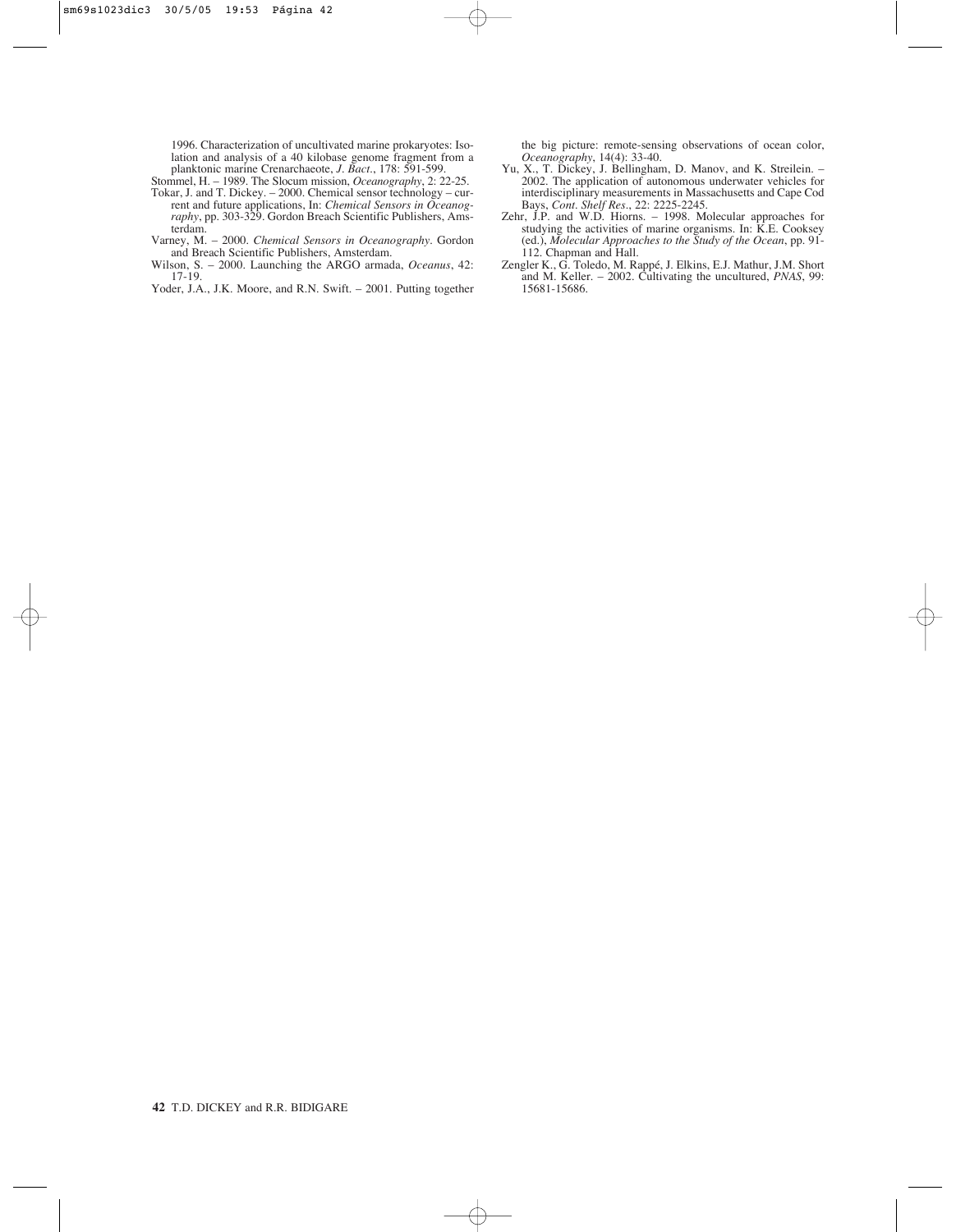1996. Characterization of uncultivated marine prokaryotes: Isolation and analysis of a 40 kilobase genome fragment from a planktonic marine Crenarchaeote, *J. Bact.*, 178: 591-599.

Stommel, H. – 1989. The Slocum mission, *Oceanography*, 2: 22-25.

Tokar, J. and T. Dickey. – 2000. Chemical sensor technology – current and future applications, In: *Chemical Sensors in Oceanography*, pp. 303-329. Gordon Breach Scientific Publishers, Amsterdam.

Varney, M. – 2000. *Chemical Sensors in Oceanography*. Gordon and Breach Scientific Publishers, Amsterdam.

Wilson, S. – 2000. Launching the ARGO armada, *Oceanus*, 42: 17-19.

Yoder, J.A., J.K. Moore, and R.N. Swift. – 2001. Putting together the big picture: remote-sensing observations of ocean color, *Oceanography*, 14(4): 33-40.

Yu, X., T. Dickey, J. Bellingham, D. Manov, and K. Streilein. – 2002. The application of autonomous underwater vehicles for interdisciplinary measurements in Massachusetts and Cape Cod Bays, *Cont. Shelf Res.*, 22: 2225-2245.

Zehr, J.P. and W.D. Hiorns. – 1998. Molecular approaches for studying the activities of marine organisms. In: K.E. Cooksey (ed.), *Molecular Approaches to the Study of the Ocean*, pp. 91-112. Chapman and Hall.

Zengler K., G. Toledo, M. Rappé, J. Elkins, E.J. Mathur, J.M. Short and M. Keller. – 2002. Cultivating the uncultured, *PNAS*, 99: 15681-15686.